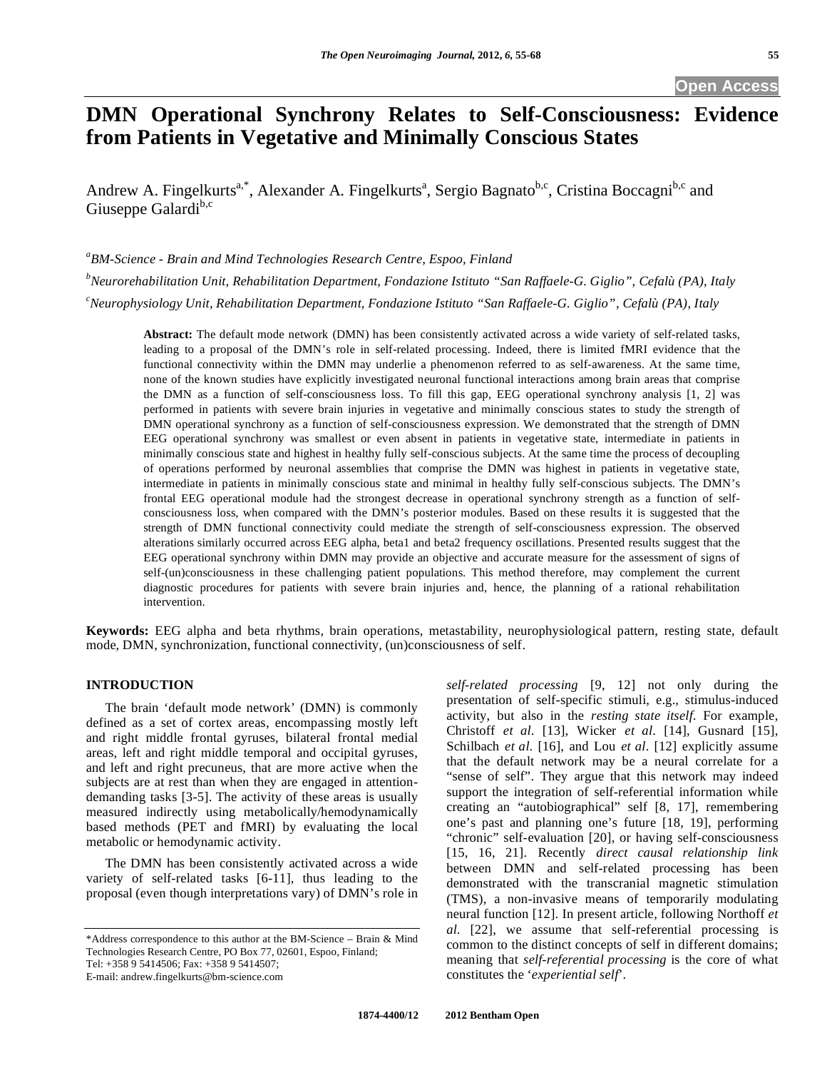Open Access

# DMN Operational Synchrony Relates to Self-Consciousness: Evidence from Patients in Vegetative and Minimally Conscious States

Andrew A. Fingelkurts[a,*], Alexander A. Fingelkurts[a], Sergio Bagnato[b,c], Cristina Boccagni[b,c] and Giuseppe Galardi[b,c]

[a] *BM-Science - Brain and Mind Technologies Research Centre, Espoo, Finland*

[b] *Neurorehabilitation Unit, Rehabilitation Department, Fondazione Istituto "San Raffaele-G. Giglio", Cefalù (PA), Italy*

[c] *Neurophysiology Unit, Rehabilitation Department, Fondazione Istituto "San Raffaele-G. Giglio", Cefalù (PA), Italy*

**Abstract:** The default mode network (DMN) has been consistently activated across a wide variety of self-related tasks, leading to a proposal of the DMN's role in self-related processing. Indeed, there is limited fMRI evidence that the functional connectivity within the DMN may underlie a phenomenon referred to as self-awareness. At the same time, none of the known studies have explicitly investigated neuronal functional interactions among brain areas that comprise the DMN as a function of self-consciousness loss. To fill this gap, EEG operational synchrony analysis [1, 2] was performed in patients with severe brain injuries in vegetative and minimally conscious states to study the strength of DMN operational synchrony as a function of self-consciousness expression. We demonstrated that the strength of DMN EEG operational synchrony was smallest or even absent in patients in vegetative state, intermediate in patients in minimally conscious state and highest in healthy fully self-conscious subjects. At the same time the process of decoupling of operations performed by neuronal assemblies that comprise the DMN was highest in patients in vegetative state, intermediate in patients in minimally conscious state and minimal in healthy fully self-conscious subjects. The DMN's frontal EEG operational module had the strongest decrease in operational synchrony strength as a function of self-consciousness loss, when compared with the DMN's posterior modules. Based on these results it is suggested that the strength of DMN functional connectivity could mediate the strength of self-consciousness expression. The observed alterations similarly occurred across EEG alpha, beta1 and beta2 frequency oscillations. Presented results suggest that the EEG operational synchrony within DMN may provide an objective and accurate measure for the assessment of signs of self-(un)consciousness in these challenging patient populations. This method therefore, may complement the current diagnostic procedures for patients with severe brain injuries and, hence, the planning of a rational rehabilitation intervention.

**Keywords:** EEG alpha and beta rhythms, brain operations, metastability, neurophysiological pattern, resting state, default mode, DMN, synchronization, functional connectivity, (un)consciousness of self.

## INTRODUCTION

The brain 'default mode network' (DMN) is commonly defined as a set of cortex areas, encompassing mostly left and right middle frontal gyruses, bilateral frontal medial areas, left and right middle temporal and occipital gyruses, and left and right precuneus, that are more active when the subjects are at rest than when they are engaged in attention-demanding tasks [3-5]. The activity of these areas is usually measured indirectly using metabolically/hemodynamically based methods (PET and fMRI) by evaluating the local metabolic or hemodynamic activity.

The DMN has been consistently activated across a wide variety of self-related tasks [6-11], thus leading to the proposal (even though interpretations vary) of DMN's role in *self-related processing* [9, 12] not only during the presentation of self-specific stimuli, e.g., stimulus-induced activity, but also in the *resting state itself*. For example, Christoff *et al*. [13], Wicker *et al*. [14], Gusnard [15], Schilbach *et al*. [16], and Lou *et al*. [12] explicitly assume that the default network may be a neural correlate for a "sense of self". They argue that this network may indeed support the integration of self-referential information while creating an "autobiographical" self [8, 17], remembering one's past and planning one's future [18, 19], performing "chronic" self-evaluation [20], or having self-consciousness [15, 16, 21]. Recently *direct causal relationship link* between DMN and self-related processing has been demonstrated with the transcranial magnetic stimulation (TMS), a non-invasive means of temporarily modulating neural function [12]. In present article, following Northoff *et al*. [22], we assume that self-referential processing is common to the distinct concepts of self in different domains; meaning that *self-referential processing* is the core of what constitutes the '*experiential self*'.

*Address correspondence to this author at the BM-Science – Brain & Mind Technologies Research Centre, PO Box 77, 02601, Espoo, Finland; Tel: +358 9 5414506; Fax: +358 9 5414507; E-mail: andrew.fingelkurts@bm-science.com

1874-4400/12 2012 Bentham Open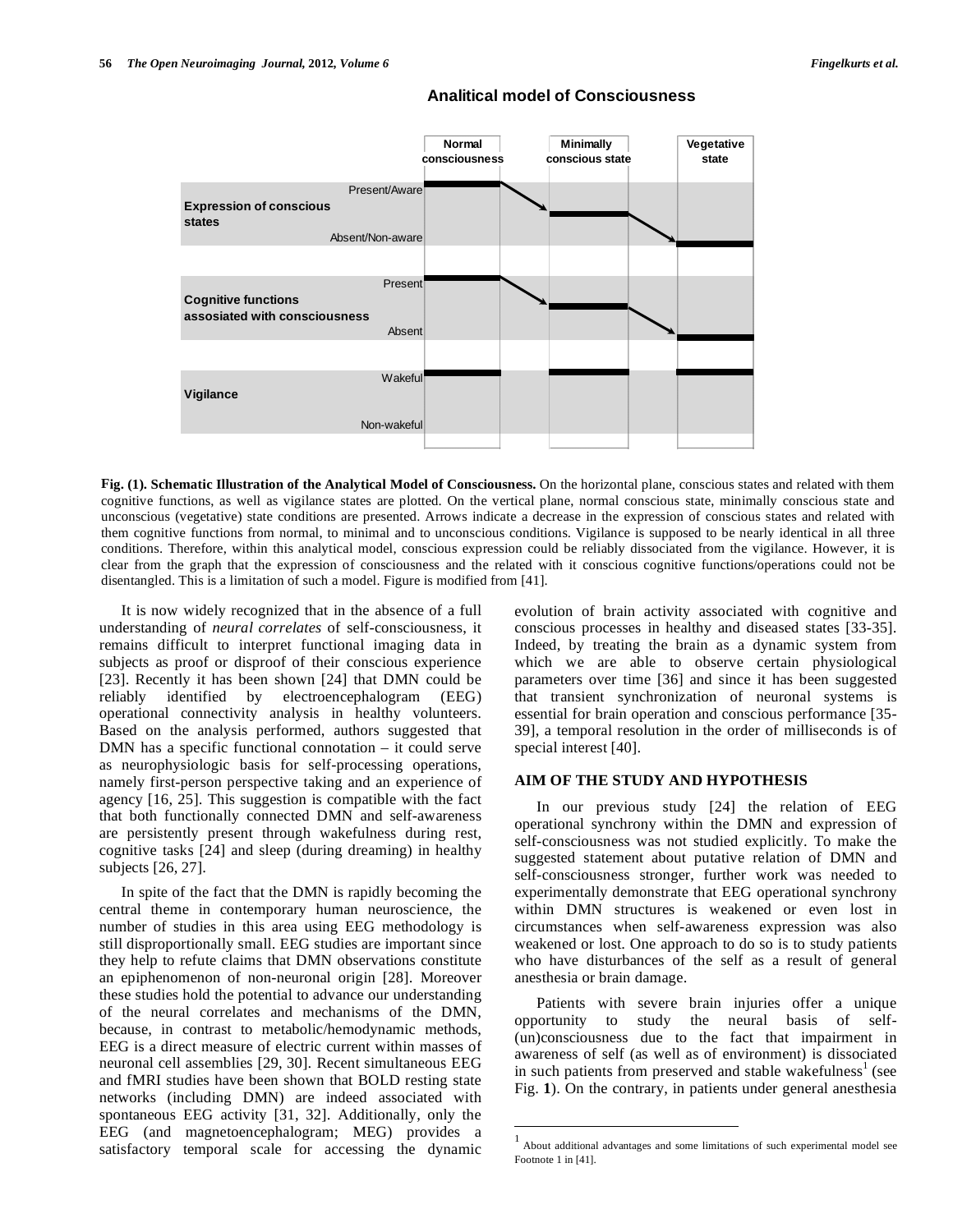Analitical model of Consciousness

| | Normal consciousness | Minimally conscious state | Vegetative state |
|---|---|---|---|
| **Expression of conscious states** (Present/Aware – Absent/Non-aware) | Present/Aware | Intermediate | Absent/Non-aware |
| **Cognitive functions assosiated with consciousness** (Present – Absent) | Present | Intermediate | Absent |
| **Vigilance** (Wakeful – Non-wakeful) | Wakeful | Wakeful | Wakeful |

**Fig. (1). Schematic Illustration of the Analytical Model of Consciousness.** On the horizontal plane, conscious states and related with them cognitive functions, as well as vigilance states are plotted. On the vertical plane, normal conscious state, minimally conscious state and unconscious (vegetative) state conditions are presented. Arrows indicate a decrease in the expression of conscious states and related with them cognitive functions from normal, to minimal and to unconscious conditions. Vigilance is supposed to be nearly identical in all three conditions. Therefore, within this analytical model, conscious expression could be reliably dissociated from the vigilance. However, it is clear from the graph that the expression of consciousness and the related with it conscious cognitive functions/operations could not be disentangled. This is a limitation of such a model. Figure is modified from [41].

It is now widely recognized that in the absence of a full understanding of *neural correlates* of self-consciousness, it remains difficult to interpret functional imaging data in subjects as proof or disproof of their conscious experience [23]. Recently it has been shown [24] that DMN could be reliably identified by electroencephalogram (EEG) operational connectivity analysis in healthy volunteers. Based on the analysis performed, authors suggested that DMN has a specific functional connotation – it could serve as neurophysiologic basis for self-processing operations, namely first-person perspective taking and an experience of agency [16, 25]. This suggestion is compatible with the fact that both functionally connected DMN and self-awareness are persistently present through wakefulness during rest, cognitive tasks [24] and sleep (during dreaming) in healthy subjects [26, 27].

In spite of the fact that the DMN is rapidly becoming the central theme in contemporary human neuroscience, the number of studies in this area using EEG methodology is still disproportionally small. EEG studies are important since they help to refute claims that DMN observations constitute an epiphenomenon of non-neuronal origin [28]. Moreover these studies hold the potential to advance our understanding of the neural correlates and mechanisms of the DMN, because, in contrast to metabolic/hemodynamic methods, EEG is a direct measure of electric current within masses of neuronal cell assemblies [29, 30]. Recent simultaneous EEG and fMRI studies have been shown that BOLD resting state networks (including DMN) are indeed associated with spontaneous EEG activity [31, 32]. Additionally, only the EEG (and magnetoencephalogram; MEG) provides a satisfactory temporal scale for accessing the dynamic evolution of brain activity associated with cognitive and conscious processes in healthy and diseased states [33-35]. Indeed, by treating the brain as a dynamic system from which we are able to observe certain physiological parameters over time [36] and since it has been suggested that transient synchronization of neuronal systems is essential for brain operation and conscious performance [35-39], a temporal resolution in the order of milliseconds is of special interest [40].

## AIM OF THE STUDY AND HYPOTHESIS

In our previous study [24] the relation of EEG operational synchrony within the DMN and expression of self-consciousness was not studied explicitly. To make the suggested statement about putative relation of DMN and self-consciousness stronger, further work was needed to experimentally demonstrate that EEG operational synchrony within DMN structures is weakened or even lost in circumstances when self-awareness expression was also weakened or lost. One approach to do so is to study patients who have disturbances of the self as a result of general anesthesia or brain damage.

Patients with severe brain injuries offer a unique opportunity to study the neural basis of self-(un)consciousness due to the fact that impairment in awareness of self (as well as of environment) is dissociated in such patients from preserved and stable wakefulness[1] (see Fig. **1**). On the contrary, in patients under general anesthesia

[1] About additional advantages and some limitations of such experimental model see Footnote 1 in [41].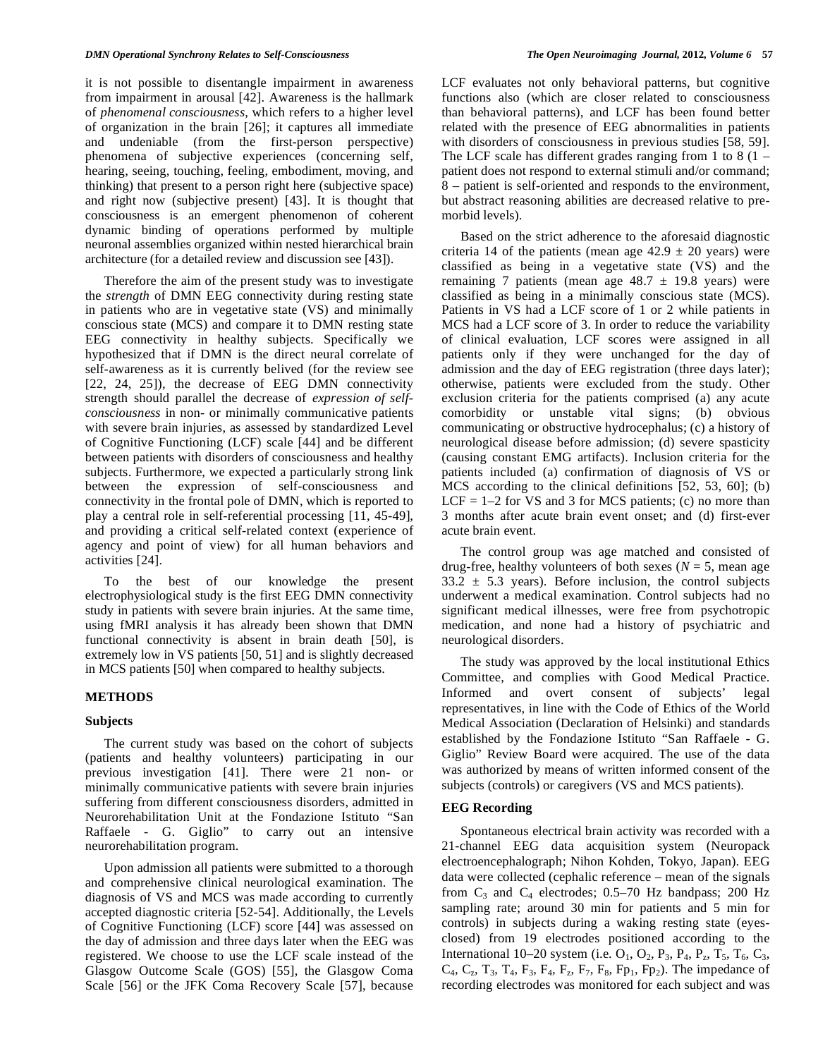it is not possible to disentangle impairment in awareness from impairment in arousal [42]. Awareness is the hallmark of *phenomenal consciousness*, which refers to a higher level of organization in the brain [26]; it captures all immediate and undeniable (from the first-person perspective) phenomena of subjective experiences (concerning self, hearing, seeing, touching, feeling, embodiment, moving, and thinking) that present to a person right here (subjective space) and right now (subjective present) [43]. It is thought that consciousness is an emergent phenomenon of coherent dynamic binding of operations performed by multiple neuronal assemblies organized within nested hierarchical brain architecture (for a detailed review and discussion see [43]).

Therefore the aim of the present study was to investigate the *strength* of DMN EEG connectivity during resting state in patients who are in vegetative state (VS) and minimally conscious state (MCS) and compare it to DMN resting state EEG connectivity in healthy subjects. Specifically we hypothesized that if DMN is the direct neural correlate of self-awareness as it is currently belived (for the review see [22, 24, 25]), the decrease of EEG DMN connectivity strength should parallel the decrease of *expression of self-consciousness* in non- or minimally communicative patients with severe brain injuries, as assessed by standardized Level of Cognitive Functioning (LCF) scale [44] and be different between patients with disorders of consciousness and healthy subjects. Furthermore, we expected a particularly strong link between the expression of self-consciousness and connectivity in the frontal pole of DMN, which is reported to play a central role in self-referential processing [11, 45-49], and providing a critical self-related context (experience of agency and point of view) for all human behaviors and activities [24].

To the best of our knowledge the present electrophysiological study is the first EEG DMN connectivity study in patients with severe brain injuries. At the same time, using fMRI analysis it has already been shown that DMN functional connectivity is absent in brain death [50], is extremely low in VS patients [50, 51] and is slightly decreased in MCS patients [50] when compared to healthy subjects.

## METHODS

### Subjects

The current study was based on the cohort of subjects (patients and healthy volunteers) participating in our previous investigation [41]. There were 21 non- or minimally communicative patients with severe brain injuries suffering from different consciousness disorders, admitted in Neurorehabilitation Unit at the Fondazione Istituto "San Raffaele - G. Giglio" to carry out an intensive neurorehabilitation program.

Upon admission all patients were submitted to a thorough and comprehensive clinical neurological examination. The diagnosis of VS and MCS was made according to currently accepted diagnostic criteria [52-54]. Additionally, the Levels of Cognitive Functioning (LCF) score [44] was assessed on the day of admission and three days later when the EEG was registered. We choose to use the LCF scale instead of the Glasgow Outcome Scale (GOS) [55], the Glasgow Coma Scale [56] or the JFK Coma Recovery Scale [57], because LCF evaluates not only behavioral patterns, but cognitive functions also (which are closer related to consciousness than behavioral patterns), and LCF has been found better related with the presence of EEG abnormalities in patients with disorders of consciousness in previous studies [58, 59]. The LCF scale has different grades ranging from 1 to 8 (1 – patient does not respond to external stimuli and/or command; 8 – patient is self-oriented and responds to the environment, but abstract reasoning abilities are decreased relative to pre-morbid levels).

Based on the strict adherence to the aforesaid diagnostic criteria 14 of the patients (mean age $42.9 \pm 20$ years) were classified as being in a vegetative state (VS) and the remaining 7 patients (mean age $48.7 \pm 19.8$ years) were classified as being in a minimally conscious state (MCS). Patients in VS had a LCF score of 1 or 2 while patients in MCS had a LCF score of 3. In order to reduce the variability of clinical evaluation, LCF scores were assigned in all patients only if they were unchanged for the day of admission and the day of EEG registration (three days later); otherwise, patients were excluded from the study. Other exclusion criteria for the patients comprised (a) any acute comorbidity or unstable vital signs; (b) obvious communicating or obstructive hydrocephalus; (c) a history of neurological disease before admission; (d) severe spasticity (causing constant EMG artifacts). Inclusion criteria for the patients included (a) confirmation of diagnosis of VS or MCS according to the clinical definitions [52, 53, 60]; (b) LCF = 1–2 for VS and 3 for MCS patients; (c) no more than 3 months after acute brain event onset; and (d) first-ever acute brain event.

The control group was age matched and consisted of drug-free, healthy volunteers of both sexes ($N = 5$, mean age $33.2 \pm 5.3$ years). Before inclusion, the control subjects underwent a medical examination. Control subjects had no significant medical illnesses, were free from psychotropic medication, and none had a history of psychiatric and neurological disorders.

The study was approved by the local institutional Ethics Committee, and complies with Good Medical Practice. Informed and overt consent of subjects' legal representatives, in line with the Code of Ethics of the World Medical Association (Declaration of Helsinki) and standards established by the Fondazione Istituto "San Raffaele - G. Giglio" Review Board were acquired. The use of the data was authorized by means of written informed consent of the subjects (controls) or caregivers (VS and MCS patients).

### EEG Recording

Spontaneous electrical brain activity was recorded with a 21-channel EEG data acquisition system (Neuropack electroencephalograph; Nihon Kohden, Tokyo, Japan). EEG data were collected (cephalic reference – mean of the signals from $C_3$ and $C_4$ electrodes; 0.5–70 Hz bandpass; 200 Hz sampling rate; around 30 min for patients and 5 min for controls) in subjects during a waking resting state (eyes-closed) from 19 electrodes positioned according to the International 10–20 system (i.e. $O_1$, $O_2$, $P_3$, $P_4$, $P_z$, $T_5$, $T_6$, $C_3$, $C_4$, $C_z$, $T_3$, $T_4$, $F_3$, $F_4$, $F_z$, $F_7$, $F_8$, $Fp_1$, $Fp_2$). The impedance of recording electrodes was monitored for each subject and was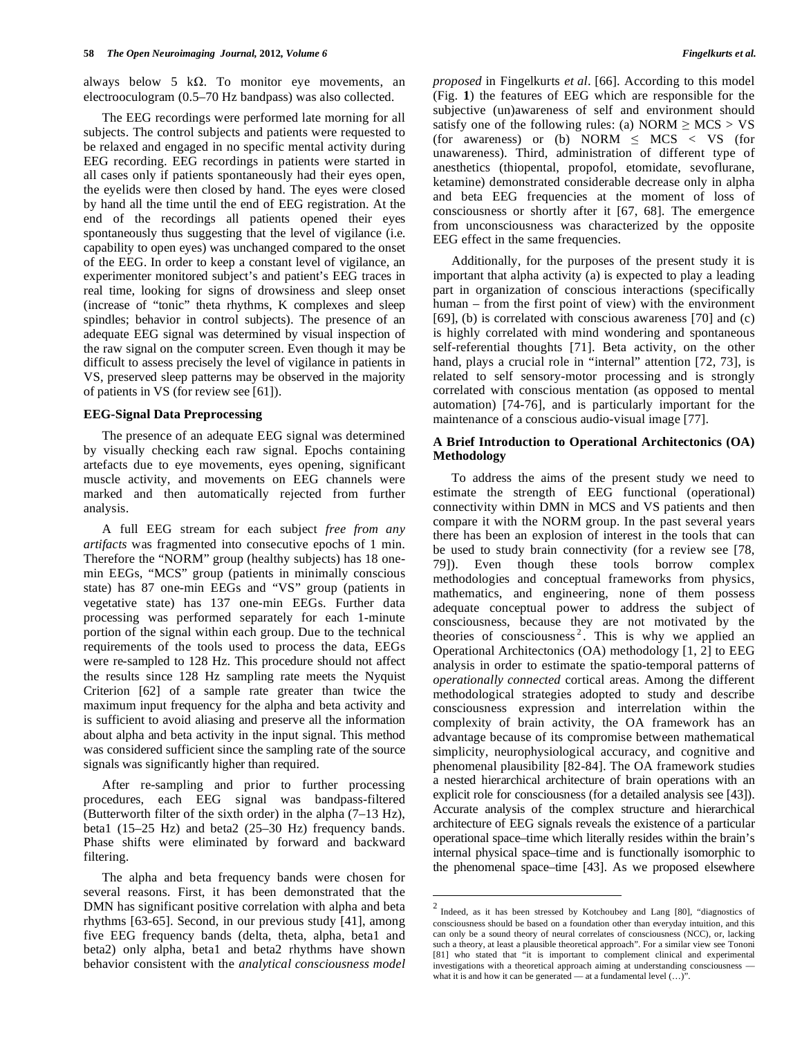always below 5 kΩ. To monitor eye movements, an electrooculogram (0.5–70 Hz bandpass) was also collected.

The EEG recordings were performed late morning for all subjects. The control subjects and patients were requested to be relaxed and engaged in no specific mental activity during EEG recording. EEG recordings in patients were started in all cases only if patients spontaneously had their eyes open, the eyelids were then closed by hand. The eyes were closed by hand all the time until the end of EEG registration. At the end of the recordings all patients opened their eyes spontaneously thus suggesting that the level of vigilance (i.e. capability to open eyes) was unchanged compared to the onset of the EEG. In order to keep a constant level of vigilance, an experimenter monitored subject's and patient's EEG traces in real time, looking for signs of drowsiness and sleep onset (increase of "tonic" theta rhythms, K complexes and sleep spindles; behavior in control subjects). The presence of an adequate EEG signal was determined by visual inspection of the raw signal on the computer screen. Even though it may be difficult to assess precisely the level of vigilance in patients in VS, preserved sleep patterns may be observed in the majority of patients in VS (for review see [61]).

### EEG-Signal Data Preprocessing

The presence of an adequate EEG signal was determined by visually checking each raw signal. Epochs containing artefacts due to eye movements, eyes opening, significant muscle activity, and movements on EEG channels were marked and then automatically rejected from further analysis.

A full EEG stream for each subject *free from any artifacts* was fragmented into consecutive epochs of 1 min. Therefore the "NORM" group (healthy subjects) has 18 one-min EEGs, "MCS" group (patients in minimally conscious state) has 87 one-min EEGs and "VS" group (patients in vegetative state) has 137 one-min EEGs. Further data processing was performed separately for each 1-minute portion of the signal within each group. Due to the technical requirements of the tools used to process the data, EEGs were re-sampled to 128 Hz. This procedure should not affect the results since 128 Hz sampling rate meets the Nyquist Criterion [62] of a sample rate greater than twice the maximum input frequency for the alpha and beta activity and is sufficient to avoid aliasing and preserve all the information about alpha and beta activity in the input signal. This method was considered sufficient since the sampling rate of the source signals was significantly higher than required.

After re-sampling and prior to further processing procedures, each EEG signal was bandpass-filtered (Butterworth filter of the sixth order) in the alpha (7–13 Hz), beta1 (15–25 Hz) and beta2 (25–30 Hz) frequency bands. Phase shifts were eliminated by forward and backward filtering.

The alpha and beta frequency bands were chosen for several reasons. First, it has been demonstrated that the DMN has significant positive correlation with alpha and beta rhythms [63-65]. Second, in our previous study [41], among five EEG frequency bands (delta, theta, alpha, beta1 and beta2) only alpha, beta1 and beta2 rhythms have shown behavior consistent with the *analytical consciousness model proposed* in Fingelkurts *et al*. [66]. According to this model (Fig. **1**) the features of EEG which are responsible for the subjective (un)awareness of self and environment should satisfy one of the following rules: (a) NORM $\geq$ MCS > VS (for awareness) or (b) NORM $\leq$ MCS < VS (for unawareness). Third, administration of different type of anesthetics (thiopental, propofol, etomidate, sevoflurane, ketamine) demonstrated considerable decrease only in alpha and beta EEG frequencies at the moment of loss of consciousness or shortly after it [67, 68]. The emergence from unconsciousness was characterized by the opposite EEG effect in the same frequencies.

Additionally, for the purposes of the present study it is important that alpha activity (a) is expected to play a leading part in organization of conscious interactions (specifically human – from the first point of view) with the environment [69], (b) is correlated with conscious awareness [70] and (c) is highly correlated with mind wondering and spontaneous self-referential thoughts [71]. Beta activity, on the other hand, plays a crucial role in "internal" attention [72, 73], is related to self sensory-motor processing and is strongly correlated with conscious mentation (as opposed to mental automation) [74-76], and is particularly important for the maintenance of a conscious audio-visual image [77].

### A Brief Introduction to Operational Architectonics (OA) Methodology

To address the aims of the present study we need to estimate the strength of EEG functional (operational) connectivity within DMN in MCS and VS patients and then compare it with the NORM group. In the past several years there has been an explosion of interest in the tools that can be used to study brain connectivity (for a review see [78, 79]). Even though these tools borrow complex methodologies and conceptual frameworks from physics, mathematics, and engineering, none of them possess adequate conceptual power to address the subject of consciousness, because they are not motivated by the theories of consciousness[2]. This is why we applied an Operational Architectonics (OA) methodology [1, 2] to EEG analysis in order to estimate the spatio-temporal patterns of *operationally connected* cortical areas. Among the different methodological strategies adopted to study and describe consciousness expression and interrelation within the complexity of brain activity, the OA framework has an advantage because of its compromise between mathematical simplicity, neurophysiological accuracy, and cognitive and phenomenal plausibility [82-84]. The OA framework studies a nested hierarchical architecture of brain operations with an explicit role for consciousness (for a detailed analysis see [43]). Accurate analysis of the complex structure and hierarchical architecture of EEG signals reveals the existence of a particular operational space–time which literally resides within the brain's internal physical space–time and is functionally isomorphic to the phenomenal space–time [43]. As we proposed elsewhere

---

[2] Indeed, as it has been stressed by Kotchoubey and Lang [80], "diagnostics of consciousness should be based on a foundation other than everyday intuition, and this can only be a sound theory of neural correlates of consciousness (NCC), or, lacking such a theory, at least a plausible theoretical approach". For a similar view see Tononi [81] who stated that "it is important to complement clinical and experimental investigations with a theoretical approach aiming at understanding consciousness — what it is and how it can be generated — at a fundamental level (…)".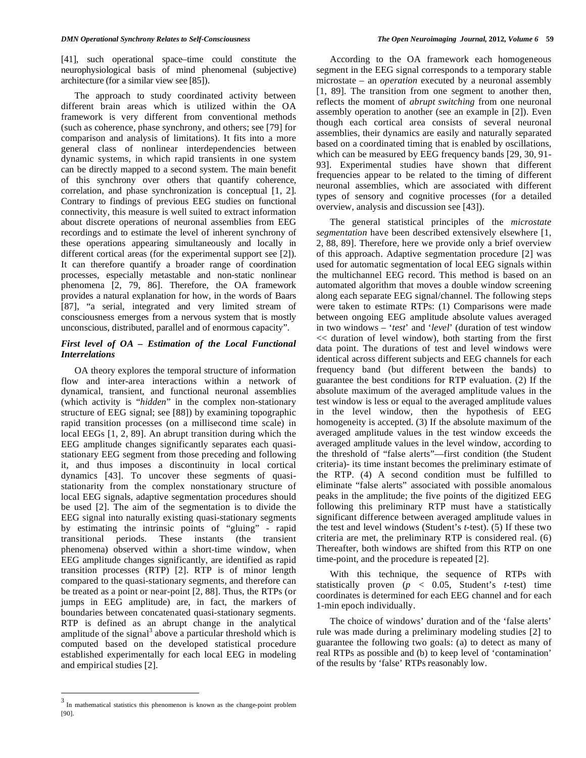[41], such operational space–time could constitute the neurophysiological basis of mind phenomenal (subjective) architecture (for a similar view see [85]).

The approach to study coordinated activity between different brain areas which is utilized within the OA framework is very different from conventional methods (such as coherence, phase synchrony, and others; see [79] for comparison and analysis of limitations). It fits into a more general class of nonlinear interdependencies between dynamic systems, in which rapid transients in one system can be directly mapped to a second system. The main benefit of this synchrony over others that quantify coherence, correlation, and phase synchronization is conceptual [1, 2]. Contrary to findings of previous EEG studies on functional connectivity, this measure is well suited to extract information about discrete operations of neuronal assemblies from EEG recordings and to estimate the level of inherent synchrony of these operations appearing simultaneously and locally in different cortical areas (for the experimental support see [2]). It can therefore quantify a broader range of coordination processes, especially metastable and non-static nonlinear phenomena [2, 79, 86]. Therefore, the OA framework provides a natural explanation for how, in the words of Baars [87], "a serial, integrated and very limited stream of consciousness emerges from a nervous system that is mostly unconscious, distributed, parallel and of enormous capacity".

### *First level of OA – Estimation of the Local Functional Interrelations*

OA theory explores the temporal structure of information flow and inter-area interactions within a network of dynamical, transient, and functional neuronal assemblies (which activity is "*hidden*" in the complex non-stationary structure of EEG signal; see [88]) by examining topographic rapid transition processes (on a millisecond time scale) in local EEGs [1, 2, 89]. An abrupt transition during which the EEG amplitude changes significantly separates each quasi-stationary EEG segment from those preceding and following it, and thus imposes a discontinuity in local cortical dynamics [43]. To uncover these segments of quasi-stationarity from the complex nonstationary structure of local EEG signals, adaptive segmentation procedures should be used [2]. The aim of the segmentation is to divide the EEG signal into naturally existing quasi-stationary segments by estimating the intrinsic points of "gluing" - rapid transitional periods. These instants (the transient phenomena) observed within a short-time window, when EEG amplitude changes significantly, are identified as rapid transition processes (RTP) [2]. RTP is of minor length compared to the quasi-stationary segments, and therefore can be treated as a point or near-point [2, 88]. Thus, the RTPs (or jumps in EEG amplitude) are, in fact, the markers of boundaries between concatenated quasi-stationary segments. RTP is defined as an abrupt change in the analytical amplitude of the signal[3] above a particular threshold which is computed based on the developed statistical procedure established experimentally for each local EEG in modeling and empirical studies [2].

According to the OA framework each homogeneous segment in the EEG signal corresponds to a temporary stable microstate – an *operation* executed by a neuronal assembly [1, 89]. The transition from one segment to another then, reflects the moment of *abrupt switching* from one neuronal assembly operation to another (see an example in [2]). Even though each cortical area consists of several neuronal assemblies, their dynamics are easily and naturally separated based on a coordinated timing that is enabled by oscillations, which can be measured by EEG frequency bands [29, 30, 91-93]. Experimental studies have shown that different frequencies appear to be related to the timing of different neuronal assemblies, which are associated with different types of sensory and cognitive processes (for a detailed overview, analysis and discussion see [43]).

The general statistical principles of the *microstate segmentation* have been described extensively elsewhere [1, 2, 88, 89]. Therefore, here we provide only a brief overview of this approach. Adaptive segmentation procedure [2] was used for automatic segmentation of local EEG signals within the multichannel EEG record. This method is based on an automated algorithm that moves a double window screening along each separate EEG signal/channel. The following steps were taken to estimate RTPs: (1) Comparisons were made between ongoing EEG amplitude absolute values averaged in two windows – '*test*' and '*level*' (duration of test window << duration of level window), both starting from the first data point. The durations of test and level windows were identical across different subjects and EEG channels for each frequency band (but different between the bands) to guarantee the best conditions for RTP evaluation. (2) If the absolute maximum of the averaged amplitude values in the test window is less or equal to the averaged amplitude values in the level window, then the hypothesis of EEG homogeneity is accepted. (3) If the absolute maximum of the averaged amplitude values in the test window exceeds the averaged amplitude values in the level window, according to the threshold of "false alerts"—first condition (the Student criteria)- its time instant becomes the preliminary estimate of the RTP. (4) A second condition must be fulfilled to eliminate "false alerts" associated with possible anomalous peaks in the amplitude; the five points of the digitized EEG following this preliminary RTP must have a statistically significant difference between averaged amplitude values in the test and level windows (Student's *t*-test). (5) If these two criteria are met, the preliminary RTP is considered real. (6) Thereafter, both windows are shifted from this RTP on one time-point, and the procedure is repeated [2].

With this technique, the sequence of RTPs with statistically proven ($p < 0.05$, Student's *t*-test) time coordinates is determined for each EEG channel and for each 1-min epoch individually.

The choice of windows' duration and of the 'false alerts' rule was made during a preliminary modeling studies [2] to guarantee the following two goals: (a) to detect as many of real RTPs as possible and (b) to keep level of 'contamination' of the results by 'false' RTPs reasonably low.

---

[3] In mathematical statistics this phenomenon is known as the change-point problem [90].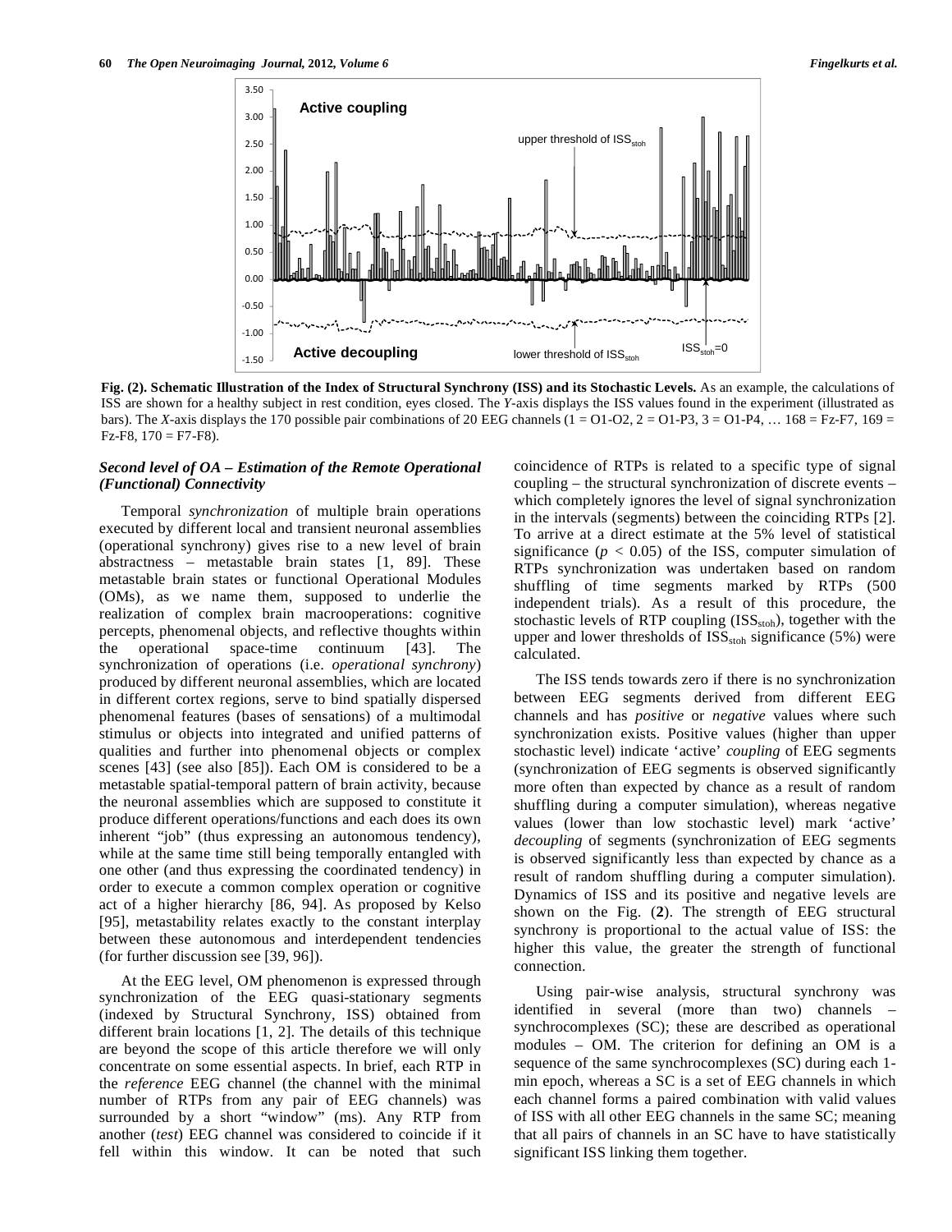**Fig. (2). Schematic Illustration of the Index of Structural Synchrony (ISS) and its Stochastic Levels.** As an example, the calculations of ISS are shown for a healthy subject in rest condition, eyes closed. The *Y*-axis displays the ISS values found in the experiment (illustrated as bars). The *X*-axis displays the 170 possible pair combinations of 20 EEG channels (1 = O1-O2, 2 = O1-P3, 3 = O1-P4, … 168 = Fz-F7, 169 = Fz-F8, 170 = F7-F8).

### *Second level of OA – Estimation of the Remote Operational (Functional) Connectivity*

Temporal *synchronization* of multiple brain operations executed by different local and transient neuronal assemblies (operational synchrony) gives rise to a new level of brain abstractness – metastable brain states [1, 89]. These metastable brain states or functional Operational Modules (OMs), as we name them, supposed to underlie the realization of complex brain macrooperations: cognitive percepts, phenomenal objects, and reflective thoughts within the operational space-time continuum [43]. The synchronization of operations (i.e. *operational synchrony*) produced by different neuronal assemblies, which are located in different cortex regions, serve to bind spatially dispersed phenomenal features (bases of sensations) of a multimodal stimulus or objects into integrated and unified patterns of qualities and further into phenomenal objects or complex scenes [43] (see also [85]). Each OM is considered to be a metastable spatial-temporal pattern of brain activity, because the neuronal assemblies which are supposed to constitute it produce different operations/functions and each does its own inherent "job" (thus expressing an autonomous tendency), while at the same time still being temporally entangled with one other (and thus expressing the coordinated tendency) in order to execute a common complex operation or cognitive act of a higher hierarchy [86, 94]. As proposed by Kelso [95], metastability relates exactly to the constant interplay between these autonomous and interdependent tendencies (for further discussion see [39, 96]).

At the EEG level, OM phenomenon is expressed through synchronization of the EEG quasi-stationary segments (indexed by Structural Synchrony, ISS) obtained from different brain locations [1, 2]. The details of this technique are beyond the scope of this article therefore we will only concentrate on some essential aspects. In brief, each RTP in the *reference* EEG channel (the channel with the minimal number of RTPs from any pair of EEG channels) was surrounded by a short "window" (ms). Any RTP from another (*test*) EEG channel was considered to coincide if it fell within this window. It can be noted that such coincidence of RTPs is related to a specific type of signal coupling – the structural synchronization of discrete events – which completely ignores the level of signal synchronization in the intervals (segments) between the coinciding RTPs [2]. To arrive at a direct estimate at the 5% level of statistical significance ($p < 0.05$) of the ISS, computer simulation of RTPs synchronization was undertaken based on random shuffling of time segments marked by RTPs (500 independent trials). As a result of this procedure, the stochastic levels of RTP coupling ($ISS_{stoh}$), together with the upper and lower thresholds of $ISS_{stoh}$ significance (5%) were calculated.

The ISS tends towards zero if there is no synchronization between EEG segments derived from different EEG channels and has *positive* or *negative* values where such synchronization exists. Positive values (higher than upper stochastic level) indicate 'active' *coupling* of EEG segments (synchronization of EEG segments is observed significantly more often than expected by chance as a result of random shuffling during a computer simulation), whereas negative values (lower than low stochastic level) mark 'active' *decoupling* of segments (synchronization of EEG segments is observed significantly less than expected by chance as a result of random shuffling during a computer simulation). Dynamics of ISS and its positive and negative levels are shown on the Fig. (**2**). The strength of EEG structural synchrony is proportional to the actual value of ISS: the higher this value, the greater the strength of functional connection.

Using pair-wise analysis, structural synchrony was identified in several (more than two) channels – synchrocomplexes (SC); these are described as operational modules – OM. The criterion for defining an OM is a sequence of the same synchrocomplexes (SC) during each 1-min epoch, whereas a SC is a set of EEG channels in which each channel forms a paired combination with valid values of ISS with all other EEG channels in the same SC; meaning that all pairs of channels in an SC have to have statistically significant ISS linking them together.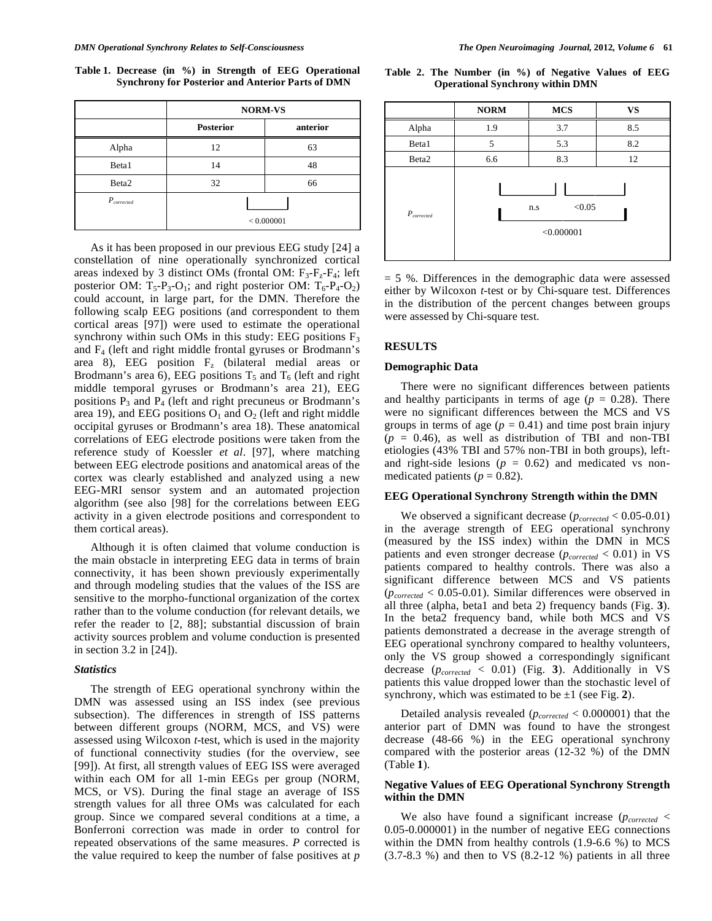**Table 1. Decrease (in %) in Strength of EEG Operational Synchrony for Posterior and Anterior Parts of DMN**

| | NORM-VS | |
|---|---|---|
| | Posterior | anterior |
| Alpha | 12 | 63 |
| Beta1 | 14 | 48 |
| Beta2 | 32 | 66 |
| $P_{corrected}$ | < 0.000001 | |

**Table 2. The Number (in %) of Negative Values of EEG Operational Synchrony within DMN**

| | NORM | MCS | VS |
|---|---|---|---|
| Alpha | 1.9 | 3.7 | 8.5 |
| Beta1 | 5 | 5.3 | 8.2 |
| Beta2 | 6.6 | 8.3 | 12 |
| $P_{corrected}$ | NORM–MCS: n.s; MCS–VS: <0.05; NORM–VS: <0.000001 | | |

As it has been proposed in our previous EEG study [24] a constellation of nine operationally synchronized cortical areas indexed by 3 distinct OMs (frontal OM: $F_3$-$F_z$-$F_4$; left posterior OM: $T_5$-$P_3$-$O_1$; and right posterior OM: $T_6$-$P_4$-$O_2$) could account, in large part, for the DMN. Therefore the following scalp EEG positions (and correspondent to them cortical areas [97]) were used to estimate the operational synchrony within such OMs in this study: EEG positions $F_3$ and $F_4$ (left and right middle frontal gyruses or Brodmann's area 8), EEG position $F_z$ (bilateral medial areas or Brodmann's area 6), EEG positions $T_5$ and $T_6$ (left and right middle temporal gyruses or Brodmann's area 21), EEG positions $P_3$ and $P_4$ (left and right precuneus or Brodmann's area 19), and EEG positions $O_1$ and $O_2$ (left and right middle occipital gyruses or Brodmann's area 18). These anatomical correlations of EEG electrode positions were taken from the reference study of Koessler *et al*. [97], where matching between EEG electrode positions and anatomical areas of the cortex was clearly established and analyzed using a new EEG-MRI sensor system and an automated projection algorithm (see also [98] for the correlations between EEG activity in a given electrode positions and correspondent to them cortical areas).

Although it is often claimed that volume conduction is the main obstacle in interpreting EEG data in terms of brain connectivity, it has been shown previously experimentally and through modeling studies that the values of the ISS are sensitive to the morpho-functional organization of the cortex rather than to the volume conduction (for relevant details, we refer the reader to [2, 88]; substantial discussion of brain activity sources problem and volume conduction is presented in section 3.2 in [24]).

### *Statistics*

The strength of EEG operational synchrony within the DMN was assessed using an ISS index (see previous subsection). The differences in strength of ISS patterns between different groups (NORM, MCS, and VS) were assessed using Wilcoxon *t*-test, which is used in the majority of functional connectivity studies (for the overview, see [99]). At first, all strength values of EEG ISS were averaged within each OM for all 1-min EEGs per group (NORM, MCS, or VS). During the final stage an average of ISS strength values for all three OMs was calculated for each group. Since we compared several conditions at a time, a Bonferroni correction was made in order to control for repeated observations of the same measures. *P* corrected is the value required to keep the number of false positives at $p = 5$ %. Differences in the demographic data were assessed either by Wilcoxon *t*-test or by Chi-square test. Differences in the distribution of the percent changes between groups were assessed by Chi-square test.

## RESULTS

### Demographic Data

There were no significant differences between patients and healthy participants in terms of age ($p = 0.28$). There were no significant differences between the MCS and VS groups in terms of age ($p = 0.41$) and time post brain injury ($p = 0.46$), as well as distribution of TBI and non-TBI etiologies (43% TBI and 57% non-TBI in both groups), left- and right-side lesions ($p = 0.62$) and medicated vs non-medicated patients ($p = 0.82$).

### EEG Operational Synchrony Strength within the DMN

We observed a significant decrease ($p_{corrected} < 0.05$-$0.01$) in the average strength of EEG operational synchrony (measured by the ISS index) within the DMN in MCS patients and even stronger decrease ($p_{corrected} < 0.01$) in VS patients compared to healthy controls. There was also a significant difference between MCS and VS patients ($p_{corrected} < 0.05$-$0.01$). Similar differences were observed in all three (alpha, beta1 and beta 2) frequency bands (Fig. **3**). In the beta2 frequency band, while both MCS and VS patients demonstrated a decrease in the average strength of EEG operational synchrony compared to healthy volunteers, only the VS group showed a correspondingly significant decrease ($p_{corrected} < 0.01$) (Fig. **3**). Additionally in VS patients this value dropped lower than the stochastic level of synchrony, which was estimated to be $\pm 1$ (see Fig. **2**).

Detailed analysis revealed ($p_{corrected} < 0.000001$) that the anterior part of DMN was found to have the strongest decrease (48-66 %) in the EEG operational synchrony compared with the posterior areas (12-32 %) of the DMN (Table **1**).

### Negative Values of EEG Operational Synchrony Strength within the DMN

We also have found a significant increase ($p_{corrected} < 0.05$-$0.000001$) in the number of negative EEG connections within the DMN from healthy controls (1.9-6.6 %) to MCS (3.7-8.3 %) and then to VS (8.2-12 %) patients in all three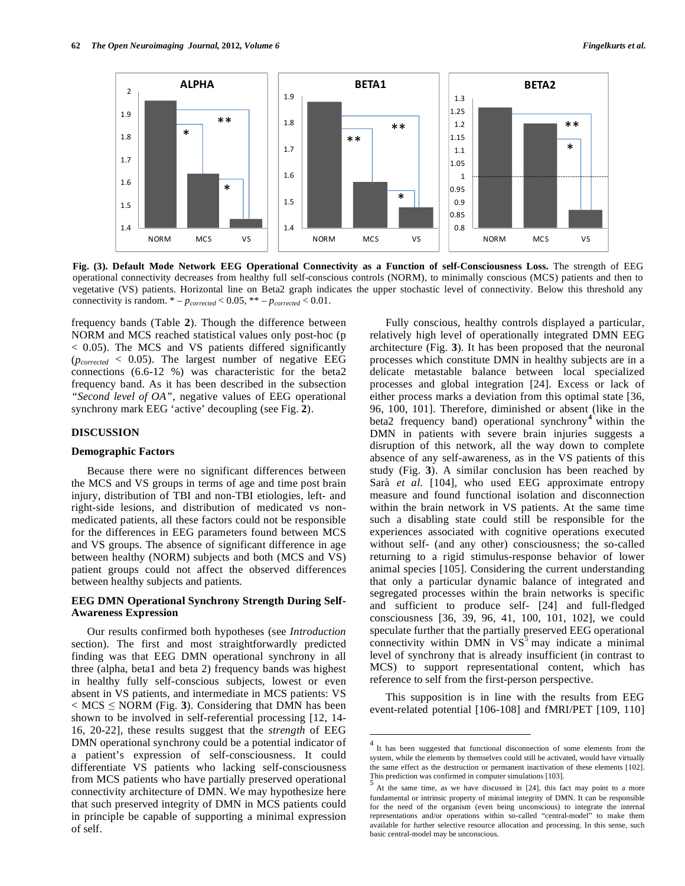**Fig. (3). Default Mode Network EEG Operational Connectivity as a Function of self-Consciousness Loss.** The strength of EEG operational connectivity decreases from healthy full self-conscious controls (NORM), to minimally conscious (MCS) patients and then to vegetative (VS) patients. Horizontal line on Beta2 graph indicates the upper stochastic level of connectivity. Below this threshold any connectivity is random. * – $p_{corrected} < 0.05$, ** – $p_{corrected} < 0.01$.

frequency bands (Table **2**). Though the difference between NORM and MCS reached statistical values only post-hoc ($p < 0.05$). The MCS and VS patients differed significantly ($p_{corrected} < 0.05$). The largest number of negative EEG connections (6.6-12 %) was characteristic for the beta2 frequency band. As it has been described in the subsection *"Second level of OA"*, negative values of EEG operational synchrony mark EEG 'active' decoupling (see Fig. **2**).

## DISCUSSION

### Demographic Factors

Because there were no significant differences between the MCS and VS groups in terms of age and time post brain injury, distribution of TBI and non-TBI etiologies, left- and right-side lesions, and distribution of medicated vs non-medicated patients, all these factors could not be responsible for the differences in EEG parameters found between MCS and VS groups. The absence of significant difference in age between healthy (NORM) subjects and both (MCS and VS) patient groups could not affect the observed differences between healthy subjects and patients.

### EEG DMN Operational Synchrony Strength During Self-Awareness Expression

Our results confirmed both hypotheses (see *Introduction* section). The first and most straightforwardly predicted finding was that EEG DMN operational synchrony in all three (alpha, beta1 and beta 2) frequency bands was highest in healthy fully self-conscious subjects, lowest or even absent in VS patients, and intermediate in MCS patients: VS < MCS ≤ NORM (Fig. **3**). Considering that DMN has been shown to be involved in self-referential processing [12, 14-16, 20-22], these results suggest that the *strength* of EEG DMN operational synchrony could be a potential indicator of a patient's expression of self-consciousness. It could differentiate VS patients who lacking self-consciousness from MCS patients who have partially preserved operational connectivity architecture of DMN. We may hypothesize here that such preserved integrity of DMN in MCS patients could in principle be capable of supporting a minimal expression of self.

Fully conscious, healthy controls displayed a particular, relatively high level of operationally integrated DMN EEG architecture (Fig. **3**). It has been proposed that the neuronal processes which constitute DMN in healthy subjects are in a delicate metastable balance between local specialized processes and global integration [24]. Excess or lack of either process marks a deviation from this optimal state [36, 96, 100, 101]. Therefore, diminished or absent (like in the beta2 frequency band) operational synchrony[4] within the DMN in patients with severe brain injuries suggests a disruption of this network, all the way down to complete absence of any self-awareness, as in the VS patients of this study (Fig. **3**). A similar conclusion has been reached by Sarà *et al.* [104], who used EEG approximate entropy measure and found functional isolation and disconnection within the brain network in VS patients. At the same time such a disabling state could still be responsible for the experiences associated with cognitive operations executed without self- (and any other) consciousness; the so-called returning to a rigid stimulus-response behavior of lower animal species [105]. Considering the current understanding that only a particular dynamic balance of integrated and segregated processes within the brain networks is specific and sufficient to produce self- [24] and full-fledged consciousness [36, 39, 96, 41, 100, 101, 102], we could speculate further that the partially preserved EEG operational connectivity within DMN in VS[5] may indicate a minimal level of synchrony that is already insufficient (in contrast to MCS) to support representational content, which has reference to self from the first-person perspective.

This supposition is in line with the results from EEG event-related potential [106-108] and fMRI/PET [109, 110]

---

[4] It has been suggested that functional disconnection of some elements from the system, while the elements by themselves could still be activated, would have virtually the same effect as the destruction or permanent inactivation of these elements [102]. This prediction was confirmed in computer simulations [103].

[5] At the same time, as we have discussed in [24], this fact may point to a more fundamental or intrinsic property of minimal integrity of DMN. It can be responsible for the need of the organism (even being unconscious) to integrate the internal representations and/or operations within so-called "central-model" to make them available for further selective resource allocation and processing. In this sense, such basic central-model may be unconscious.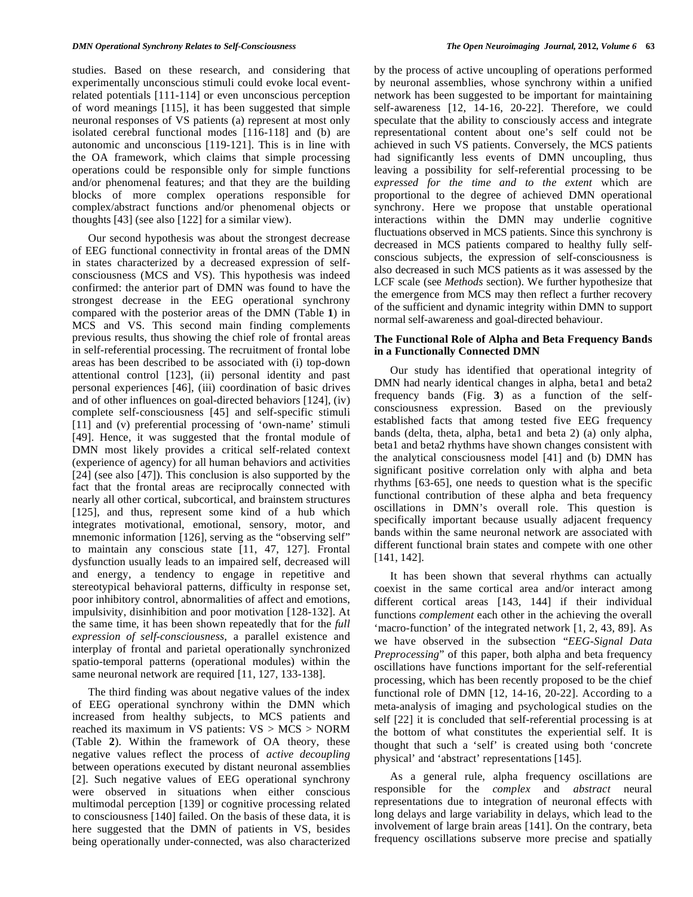studies. Based on these research, and considering that experimentally unconscious stimuli could evoke local event-related potentials [111-114] or even unconscious perception of word meanings [115], it has been suggested that simple neuronal responses of VS patients (a) represent at most only isolated cerebral functional modes [116-118] and (b) are autonomic and unconscious [119-121]. This is in line with the OA framework, which claims that simple processing operations could be responsible only for simple functions and/or phenomenal features; and that they are the building blocks of more complex operations responsible for complex/abstract functions and/or phenomenal objects or thoughts [43] (see also [122] for a similar view).

Our second hypothesis was about the strongest decrease of EEG functional connectivity in frontal areas of the DMN in states characterized by a decreased expression of self-consciousness (MCS and VS). This hypothesis was indeed confirmed: the anterior part of DMN was found to have the strongest decrease in the EEG operational synchrony compared with the posterior areas of the DMN (Table **1**) in MCS and VS. This second main finding complements previous results, thus showing the chief role of frontal areas in self-referential processing. The recruitment of frontal lobe areas has been described to be associated with (i) top-down attentional control [123], (ii) personal identity and past personal experiences [46], (iii) coordination of basic drives and of other influences on goal-directed behaviors [124], (iv) complete self-consciousness [45] and self-specific stimuli [11] and (v) preferential processing of 'own-name' stimuli [49]. Hence, it was suggested that the frontal module of DMN most likely provides a critical self-related context (experience of agency) for all human behaviors and activities [24] (see also [47]). This conclusion is also supported by the fact that the frontal areas are reciprocally connected with nearly all other cortical, subcortical, and brainstem structures [125], and thus, represent some kind of a hub which integrates motivational, emotional, sensory, motor, and mnemonic information [126], serving as the "observing self" to maintain any conscious state [11, 47, 127]. Frontal dysfunction usually leads to an impaired self, decreased will and energy, a tendency to engage in repetitive and stereotypical behavioral patterns, difficulty in response set, poor inhibitory control, abnormalities of affect and emotions, impulsivity, disinhibition and poor motivation [128-132]. At the same time, it has been shown repeatedly that for the *full expression of self-consciousness*, a parallel existence and interplay of frontal and parietal operationally synchronized spatio-temporal patterns (operational modules) within the same neuronal network are required [11, 127, 133-138].

The third finding was about negative values of the index of EEG operational synchrony within the DMN which increased from healthy subjects, to MCS patients and reached its maximum in VS patients: VS > MCS > NORM (Table **2**). Within the framework of OA theory, these negative values reflect the process of *active decoupling* between operations executed by distant neuronal assemblies [2]. Such negative values of EEG operational synchrony were observed in situations when either conscious multimodal perception [139] or cognitive processing related to consciousness [140] failed. On the basis of these data, it is here suggested that the DMN of patients in VS, besides being operationally under-connected, was also characterized by the process of active uncoupling of operations performed by neuronal assemblies, whose synchrony within a unified network has been suggested to be important for maintaining self-awareness [12, 14-16, 20-22]. Therefore, we could speculate that the ability to consciously access and integrate representational content about one's self could not be achieved in such VS patients. Conversely, the MCS patients had significantly less events of DMN uncoupling, thus leaving a possibility for self-referential processing to be *expressed for the time and to the extent* which are proportional to the degree of achieved DMN operational synchrony. Here we propose that unstable operational interactions within the DMN may underlie cognitive fluctuations observed in MCS patients. Since this synchrony is decreased in MCS patients compared to healthy fully self-conscious subjects, the expression of self-consciousness is also decreased in such MCS patients as it was assessed by the LCF scale (see *Methods* section). We further hypothesize that the emergence from MCS may then reflect a further recovery of the sufficient and dynamic integrity within DMN to support normal self-awareness and goal-directed behaviour.

### The Functional Role of Alpha and Beta Frequency Bands in a Functionally Connected DMN

Our study has identified that operational integrity of DMN had nearly identical changes in alpha, beta1 and beta2 frequency bands (Fig. **3**) as a function of the self-consciousness expression. Based on the previously established facts that among tested five EEG frequency bands (delta, theta, alpha, beta1 and beta 2) (a) only alpha, beta1 and beta2 rhythms have shown changes consistent with the analytical consciousness model [41] and (b) DMN has significant positive correlation only with alpha and beta rhythms [63-65], one needs to question what is the specific functional contribution of these alpha and beta frequency oscillations in DMN's overall role. This question is specifically important because usually adjacent frequency bands within the same neuronal network are associated with different functional brain states and compete with one other [141, 142].

It has been shown that several rhythms can actually coexist in the same cortical area and/or interact among different cortical areas [143, 144] if their individual functions *complement* each other in the achieving the overall 'macro-function' of the integrated network [1, 2, 43, 89]. As we have observed in the subsection "*EEG-Signal Data Preprocessing*" of this paper, both alpha and beta frequency oscillations have functions important for the self-referential processing, which has been recently proposed to be the chief functional role of DMN [12, 14-16, 20-22]. According to a meta-analysis of imaging and psychological studies on the self [22] it is concluded that self-referential processing is at the bottom of what constitutes the experiential self. It is thought that such a 'self' is created using both 'concrete physical' and 'abstract' representations [145].

As a general rule, alpha frequency oscillations are responsible for the *complex* and *abstract* neural representations due to integration of neuronal effects with long delays and large variability in delays, which lead to the involvement of large brain areas [141]. On the contrary, beta frequency oscillations subserve more precise and spatially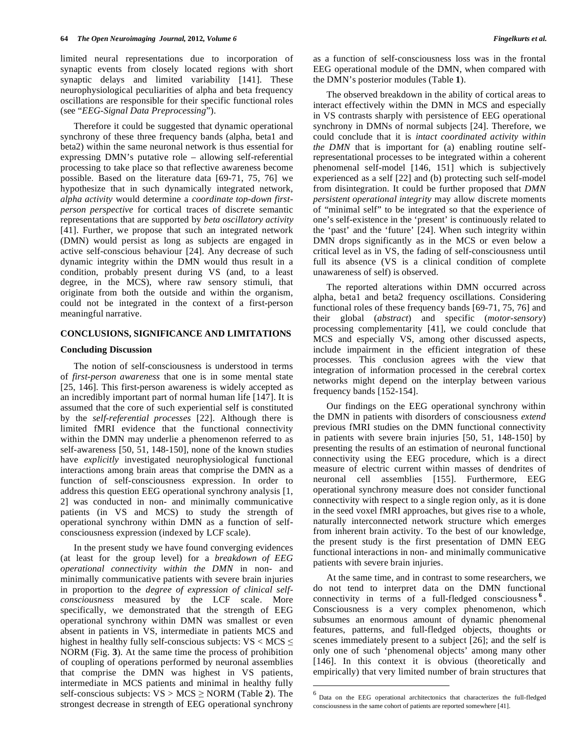limited neural representations due to incorporation of synaptic events from closely located regions with short synaptic delays and limited variability [141]. These neurophysiological peculiarities of alpha and beta frequency oscillations are responsible for their specific functional roles (see "*EEG-Signal Data Preprocessing*").

Therefore it could be suggested that dynamic operational synchrony of these three frequency bands (alpha, beta1 and beta2) within the same neuronal network is thus essential for expressing DMN's putative role – allowing self-referential processing to take place so that reflective awareness become possible. Based on the literature data [69-71, 75, 76] we hypothesize that in such dynamically integrated network, *alpha activity* would determine a *coordinate top-down first-person perspective* for cortical traces of discrete semantic representations that are supported by *beta oscillatory activity* [41]. Further, we propose that such an integrated network (DMN) would persist as long as subjects are engaged in active self-conscious behaviour [24]. Any decrease of such dynamic integrity within the DMN would thus result in a condition, probably present during VS (and, to a least degree, in the MCS), where raw sensory stimuli, that originate from both the outside and within the organism, could not be integrated in the context of a first-person meaningful narrative.

## CONCLUSIONS, SIGNIFICANCE AND LIMITATIONS

### Concluding Discussion

The notion of self-consciousness is understood in terms of *first-person awareness* that one is in some mental state [25, 146]. This first-person awareness is widely accepted as an incredibly important part of normal human life [147]. It is assumed that the core of such experiential self is constituted by the *self-referential processes* [22]. Although there is limited fMRI evidence that the functional connectivity within the DMN may underlie a phenomenon referred to as self-awareness [50, 51, 148-150], none of the known studies have *explicitly* investigated neurophysiological functional interactions among brain areas that comprise the DMN as a function of self-consciousness expression. In order to address this question EEG operational synchrony analysis [1, 2] was conducted in non- and minimally communicative patients (in VS and MCS) to study the strength of operational synchrony within DMN as a function of self-consciousness expression (indexed by LCF scale).

In the present study we have found converging evidences (at least for the group level) for a *breakdown of EEG operational connectivity within the DMN* in non- and minimally communicative patients with severe brain injuries in proportion to the *degree of expression of clinical self-consciousness* measured by the LCF scale. More specifically, we demonstrated that the strength of EEG operational synchrony within DMN was smallest or even absent in patients in VS, intermediate in patients MCS and highest in healthy fully self-conscious subjects: VS < MCS ≤ NORM (Fig. **3**). At the same time the process of prohibition of coupling of operations performed by neuronal assemblies that comprise the DMN was highest in VS patients, intermediate in MCS patients and minimal in healthy fully self-conscious subjects: VS > MCS ≥ NORM (Table **2**). The strongest decrease in strength of EEG operational synchrony as a function of self-consciousness loss was in the frontal EEG operational module of the DMN, when compared with the DMN's posterior modules (Table **1**).

The observed breakdown in the ability of cortical areas to interact effectively within the DMN in MCS and especially in VS contrasts sharply with persistence of EEG operational synchrony in DMNs of normal subjects [24]. Therefore, we could conclude that it is *intact coordinated activity within the DMN* that is important for (a) enabling routine self-representational processes to be integrated within a coherent phenomenal self-model [146, 151] which is subjectively experienced as a self [22] and (b) protecting such self-model from disintegration. It could be further proposed that *DMN persistent operational integrity* may allow discrete moments of "minimal self" to be integrated so that the experience of one's self-existence in the 'present' is continuously related to the 'past' and the 'future' [24]. When such integrity within DMN drops significantly as in the MCS or even below a critical level as in VS, the fading of self-consciousness until full its absence (VS is a clinical condition of complete unawareness of self) is observed.

The reported alterations within DMN occurred across alpha, beta1 and beta2 frequency oscillations. Considering functional roles of these frequency bands [69-71, 75, 76] and their global (*abstract*) and specific (*motor-sensory*) processing complementarity [41], we could conclude that MCS and especially VS, among other discussed aspects, include impairment in the efficient integration of these processes. This conclusion agrees with the view that integration of information processed in the cerebral cortex networks might depend on the interplay between various frequency bands [152-154].

Our findings on the EEG operational synchrony within the DMN in patients with disorders of consciousness *extend* previous fMRI studies on the DMN functional connectivity in patients with severe brain injuries [50, 51, 148-150] by presenting the results of an estimation of neuronal functional connectivity using the EEG procedure, which is a direct measure of electric current within masses of dendrites of neuronal cell assemblies [155]. Furthermore, EEG operational synchrony measure does not consider functional connectivity with respect to a single region only, as it is done in the seed voxel fMRI approaches, but gives rise to a whole, naturally interconnected network structure which emerges from inherent brain activity. To the best of our knowledge, the present study is the first presentation of DMN EEG functional interactions in non- and minimally communicative patients with severe brain injuries.

At the same time, and in contrast to some researchers, we do not tend to interpret data on the DMN functional connectivity in terms of a full-fledged consciousness [6]. Consciousness is a very complex phenomenon, which subsumes an enormous amount of dynamic phenomenal features, patterns, and full-fledged objects, thoughts or scenes immediately present to a subject [26]; and the self is only one of such 'phenomenal objects' among many other [146]. In this context it is obvious (theoretically and empirically) that very limited number of brain structures that

---

[6] Data on the EEG operational architectonics that characterizes the full-fledged consciousness in the same cohort of patients are reported somewhere [41].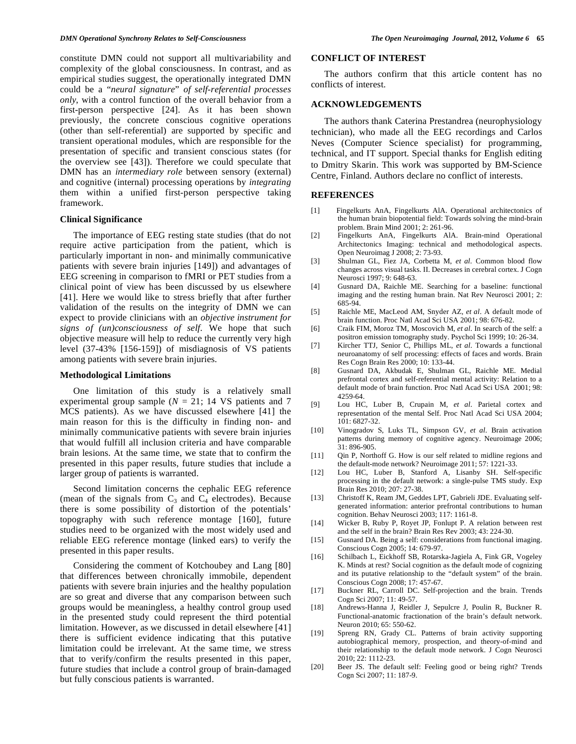constitute DMN could not support all multivariability and complexity of the global consciousness. In contrast, and as empirical studies suggest, the operationally integrated DMN could be a "*neural signature*" *of self-referential processes only*, with a control function of the overall behavior from a first-person perspective [24]. As it has been shown previously, the concrete conscious cognitive operations (other than self-referential) are supported by specific and transient operational modules, which are responsible for the presentation of specific and transient conscious states (for the overview see [43]). Therefore we could speculate that DMN has an *intermediary role* between sensory (external) and cognitive (internal) processing operations by *integrating* them within a unified first-person perspective taking framework.

### Clinical Significance

The importance of EEG resting state studies (that do not require active participation from the patient, which is particularly important in non- and minimally communicative patients with severe brain injuries [149]) and advantages of EEG screening in comparison to fMRI or PET studies from a clinical point of view has been discussed by us elsewhere [41]. Here we would like to stress briefly that after further validation of the results on the integrity of DMN we can expect to provide clinicians with an *objective instrument for signs of (un)consciousness of self*. We hope that such objective measure will help to reduce the currently very high level (37-43% [156-159]) of misdiagnosis of VS patients among patients with severe brain injuries.

### Methodological Limitations

One limitation of this study is a relatively small experimental group sample ($N$ = 21; 14 VS patients and 7 MCS patients). As we have discussed elsewhere [41] the main reason for this is the difficulty in finding non- and minimally communicative patients with severe brain injuries that would fulfill all inclusion criteria and have comparable brain lesions. At the same time, we state that to confirm the presented in this paper results, future studies that include a larger group of patients is warranted.

Second limitation concerns the cephalic EEG reference (mean of the signals from $C_3$ and $C_4$ electrodes). Because there is some possibility of distortion of the potentials' topography with such reference montage [160], future studies need to be organized with the most widely used and reliable EEG reference montage (linked ears) to verify the presented in this paper results.

Considering the comment of Kotchoubey and Lang [80] that differences between chronically immobile, dependent patients with severe brain injuries and the healthy population are so great and diverse that any comparison between such groups would be meaningless, a healthy control group used in the presented study could represent the third potential limitation. However, as we discussed in detail elsewhere [41] there is sufficient evidence indicating that this putative limitation could be irrelevant. At the same time, we stress that to verify/confirm the results presented in this paper, future studies that include a control group of brain-damaged but fully conscious patients is warranted.

## CONFLICT OF INTEREST

The authors confirm that this article content has no conflicts of interest.

## ACKNOWLEDGEMENTS

The authors thank Caterina Prestandrea (neurophysiology technician), who made all the EEG recordings and Carlos Neves (Computer Science specialist) for programming, technical, and IT support. Special thanks for English editing to Dmitry Skarin. This work was supported by BM-Science Centre, Finland. Authors declare no conflict of interests.

## REFERENCES

[1] Fingelkurts AnA, Fingelkurts AlA. Operational architectonics of the human brain biopotential field: Towards solving the mind-brain problem. Brain Mind 2001; 2: 261-96.

[2] Fingelkurts AnA, Fingelkurts AlA. Brain-mind Operational Architectonics Imaging: technical and methodological aspects. Open Neuroimag J 2008; 2: 73-93.

[3] Shulman GL, Fiez JA, Corbetta M, *et al*. Common blood flow changes across visual tasks. II. Decreases in cerebral cortex. J Cogn Neurosci 1997; 9: 648-63.

[4] Gusnard DA, Raichle ME. Searching for a baseline: functional imaging and the resting human brain. Nat Rev Neurosci 2001; 2: 685-94.

[5] Raichle ME, MacLeod AM, Snyder AZ, *et al*. A default mode of brain function. Proc Natl Acad Sci USA 2001; 98: 676-82.

[6] Craik FIM, Moroz TM, Moscovich M, *et al*. In search of the self: a positron emission tomography study. Psychol Sci 1999; 10: 26-34.

[7] Kircher TTJ, Senior C, Phillips ML, *et al*. Towards a functional neuroanatomy of self processing: effects of faces and words. Brain Res Cogn Brain Res 2000; 10: 133-44.

[8] Gusnard DA, Akbudak E, Shulman GL, Raichle ME. Medial prefrontal cortex and self-referential mental activity: Relation to a default mode of brain function. Proc Natl Acad Sci USA 2001; 98: 4259-64.

[9] Lou HC, Luber B, Crupain M, *et al*. Parietal cortex and representation of the mental Self. Proc Natl Acad Sci USA 2004; 101: 6827-32.

[10] Vinogradov S, Luks TL, Simpson GV, *et al*. Brain activation patterns during memory of cognitive agency. Neuroimage 2006; 31: 896-905.

[11] Qin P, Northoff G. How is our self related to midline regions and the default-mode network? Neuroimage 2011; 57: 1221-33.

[12] Lou HC, Luber B, Stanford A, Lisanby SH. Self-specific processing in the default network: a single-pulse TMS study. Exp Brain Res 2010; 207: 27-38.

[13] Christoff K, Ream JM, Geddes LPT, Gabrieli JDE. Evaluating self-generated information: anterior prefrontal contributions to human cognition. Behav Neurosci 2003; 117: 1161-8.

[14] Wicker B, Ruby P, Royet JP, Fonlupt P. A relation between rest and the self in the brain? Brain Res Rev 2003; 43: 224-30.

[15] Gusnard DA. Being a self: considerations from functional imaging. Conscious Cogn 2005; 14: 679-97.

[16] Schilbach L, Eickhoff SB, Rotarska-Jagiela A, Fink GR, Vogeley K. Minds at rest? Social cognition as the default mode of cognizing and its putative relationship to the "default system" of the brain. Conscious Cogn 2008; 17: 457-67.

[17] Buckner RL, Carroll DC. Self-projection and the brain. Trends Cogn Sci 2007; 11: 49-57.

[18] Andrews-Hanna J, Reidler J, Sepulcre J, Poulin R, Buckner R. Functional-anatomic fractionation of the brain's default network. Neuron 2010; 65: 550-62.

[19] Spreng RN, Grady CL. Patterns of brain activity supporting autobiographical memory, prospection, and theory-of-mind and their relationship to the default mode network. J Cogn Neurosci 2010; 22: 1112-23.

[20] Beer JS. The default self: Feeling good or being right? Trends Cogn Sci 2007; 11: 187-9.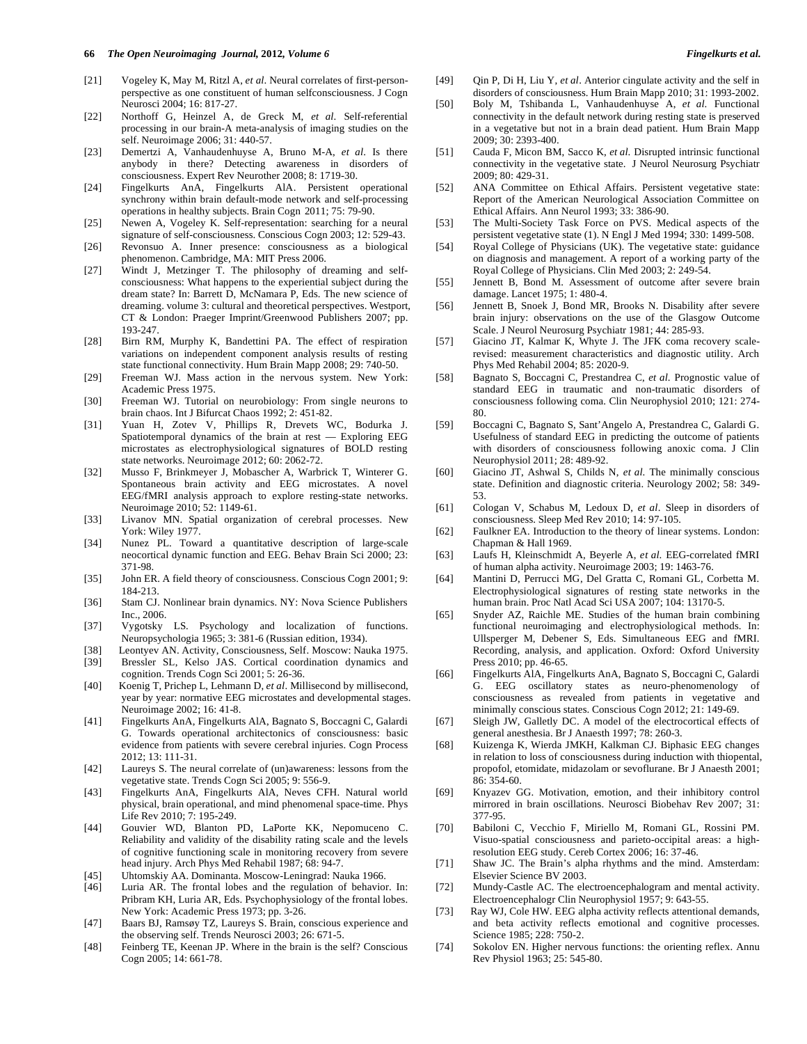[21] Vogeley K, May M, Ritzl A, *et al*. Neural correlates of first-person-perspective as one constituent of human selfconsciousness. J Cogn Neurosci 2004; 16: 817-27.

[22] Northoff G, Heinzel A, de Greck M, *et al*. Self-referential processing in our brain-A meta-analysis of imaging studies on the self. Neuroimage 2006; 31: 440-57.

[23] Demertzi A, Vanhaudenhuyse A, Bruno M-A, *et al*. Is there anybody in there? Detecting awareness in disorders of consciousness. Expert Rev Neurother 2008; 8: 1719-30.

[24] Fingelkurts AnA, Fingelkurts AlA. Persistent operational synchrony within brain default-mode network and self-processing operations in healthy subjects. Brain Cogn 2011; 75: 79-90.

[25] Newen A, Vogeley K. Self-representation: searching for a neural signature of self-consciousness. Conscious Cogn 2003; 12: 529-43.

[26] Revonsuo A. Inner presence: consciousness as a biological phenomenon. Cambridge, MA: MIT Press 2006.

[27] Windt J, Metzinger T. The philosophy of dreaming and self-consciousness: What happens to the experiential subject during the dream state? In: Barrett D, McNamara P, Eds. The new science of dreaming. volume 3: cultural and theoretical perspectives. Westport, CT & London: Praeger Imprint/Greenwood Publishers 2007; pp. 193-247.

[28] Birn RM, Murphy K, Bandettini PA. The effect of respiration variations on independent component analysis results of resting state functional connectivity. Hum Brain Mapp 2008; 29: 740-50.

[29] Freeman WJ. Mass action in the nervous system. New York: Academic Press 1975.

[30] Freeman WJ. Tutorial on neurobiology: From single neurons to brain chaos. Int J Bifurcat Chaos 1992; 2: 451-82.

[31] Yuan H, Zotev V, Phillips R, Drevets WC, Bodurka J. Spatiotemporal dynamics of the brain at rest — Exploring EEG microstates as electrophysiological signatures of BOLD resting state networks. Neuroimage 2012; 60: 2062-72.

[32] Musso F, Brinkmeyer J, Mobascher A, Warbrick T, Winterer G. Spontaneous brain activity and EEG microstates. A novel EEG/fMRI analysis approach to explore resting-state networks. Neuroimage 2010; 52: 1149-61.

[33] Livanov MN. Spatial organization of cerebral processes. New York: Wiley 1977.

[34] Nunez PL. Toward a quantitative description of large-scale neocortical dynamic function and EEG. Behav Brain Sci 2000; 23: 371-98.

[35] John ER. A field theory of consciousness. Conscious Cogn 2001; 9: 184-213.

[36] Stam CJ. Nonlinear brain dynamics. NY: Nova Science Publishers Inc., 2006.

[37] Vygotsky LS. Psychology and localization of functions. Neuropsychologia 1965; 3: 381-6 (Russian edition, 1934).

[38] Leontyev AN. Activity, Consciousness, Self. Moscow: Nauka 1975.

[39] Bressler SL, Kelso JAS. Cortical coordination dynamics and cognition. Trends Cogn Sci 2001; 5: 26-36.

[40] Koenig T, Prichep L, Lehmann D, *et al*. Millisecond by millisecond, year by year: normative EEG microstates and developmental stages. Neuroimage 2002; 16: 41-8.

[41] Fingelkurts AnA, Fingelkurts AlA, Bagnato S, Boccagni C, Galardi G. Towards operational architectonics of consciousness: basic evidence from patients with severe cerebral injuries. Cogn Process 2012; 13: 111-31.

[42] Laureys S. The neural correlate of (un)awareness: lessons from the vegetative state. Trends Cogn Sci 2005; 9: 556-9.

[43] Fingelkurts AnA, Fingelkurts AlA, Neves CFH. Natural world physical, brain operational, and mind phenomenal space-time. Phys Life Rev 2010; 7: 195-249.

[44] Gouvier WD, Blanton PD, LaPorte KK, Nepomuceno C. Reliability and validity of the disability rating scale and the levels of cognitive functioning scale in monitoring recovery from severe head injury. Arch Phys Med Rehabil 1987; 68: 94-7.

[45] Uhtomskiy AA. Dominanta. Moscow-Leningrad: Nauka 1966.

[46] Luria AR. The frontal lobes and the regulation of behavior. In: Pribram KH, Luria AR, Eds. Psychophysiology of the frontal lobes. New York: Academic Press 1973; pp. 3-26.

[47] Baars BJ, Ramsøy TZ, Laureys S. Brain, conscious experience and the observing self. Trends Neurosci 2003; 26: 671-5.

[48] Feinberg TE, Keenan JP. Where in the brain is the self? Conscious Cogn 2005; 14: 661-78.

[49] Qin P, Di H, Liu Y, *et al*. Anterior cingulate activity and the self in disorders of consciousness. Hum Brain Mapp 2010; 31: 1993-2002.

[50] Boly M, Tshibanda L, Vanhaudenhuyse A, *et al.* Functional connectivity in the default network during resting state is preserved in a vegetative but not in a brain dead patient. Hum Brain Mapp 2009; 30: 2393-400.

[51] Cauda F, Micon BM, Sacco K, *et al.* Disrupted intrinsic functional connectivity in the vegetative state. J Neurol Neurosurg Psychiatr 2009; 80: 429-31.

[52] ANA Committee on Ethical Affairs. Persistent vegetative state: Report of the American Neurological Association Committee on Ethical Affairs. Ann Neurol 1993; 33: 386-90.

[53] The Multi-Society Task Force on PVS. Medical aspects of the persistent vegetative state (1). N Engl J Med 1994; 330: 1499-508.

[54] Royal College of Physicians (UK). The vegetative state: guidance on diagnosis and management. A report of a working party of the Royal College of Physicians. Clin Med 2003; 2: 249-54.

[55] Jennett B, Bond M. Assessment of outcome after severe brain damage. Lancet 1975; 1: 480-4.

[56] Jennett B, Snoek J, Bond MR, Brooks N. Disability after severe brain injury: observations on the use of the Glasgow Outcome Scale. J Neurol Neurosurg Psychiatr 1981; 44: 285-93.

[57] Giacino JT, Kalmar K, Whyte J. The JFK coma recovery scale-revised: measurement characteristics and diagnostic utility. Arch Phys Med Rehabil 2004; 85: 2020-9.

[58] Bagnato S, Boccagni C, Prestandrea C, *et al*. Prognostic value of standard EEG in traumatic and non-traumatic disorders of consciousness following coma. Clin Neurophysiol 2010; 121: 274-80.

[59] Boccagni C, Bagnato S, Sant'Angelo A, Prestandrea C, Galardi G. Usefulness of standard EEG in predicting the outcome of patients with disorders of consciousness following anoxic coma. J Clin Neurophysiol 2011; 28: 489-92.

[60] Giacino JT, Ashwal S, Childs N, *et al.* The minimally conscious state. Definition and diagnostic criteria. Neurology 2002; 58: 349-53.

[61] Cologan V, Schabus M, Ledoux D, *et al*. Sleep in disorders of consciousness. Sleep Med Rev 2010; 14: 97-105.

[62] Faulkner EA. Introduction to the theory of linear systems. London: Chapman & Hall 1969.

[63] Laufs H, Kleinschmidt A, Beyerle A, *et al.* EEG-correlated fMRI of human alpha activity. Neuroimage 2003; 19: 1463-76.

[64] Mantini D, Perrucci MG, Del Gratta C, Romani GL, Corbetta M. Electrophysiological signatures of resting state networks in the human brain. Proc Natl Acad Sci USA 2007; 104: 13170-5.

[65] Snyder AZ, Raichle ME. Studies of the human brain combining functional neuroimaging and electrophysiological methods. In: Ullsperger M, Debener S, Eds. Simultaneous EEG and fMRI. Recording, analysis, and application. Oxford: Oxford University Press 2010; pp. 46-65.

[66] Fingelkurts AlA, Fingelkurts AnA, Bagnato S, Boccagni C, Galardi G. EEG oscillatory states as neuro-phenomenology of consciousness as revealed from patients in vegetative and minimally conscious states. Conscious Cogn 2012; 21: 149-69.

[67] Sleigh JW, Galletly DC. A model of the electrocortical effects of general anesthesia. Br J Anaesth 1997; 78: 260-3.

[68] Kuizenga K, Wierda JMKH, Kalkman CJ. Biphasic EEG changes in relation to loss of consciousness during induction with thiopental, propofol, etomidate, midazolam or sevoflurane. Br J Anaesth 2001; 86: 354-60.

[69] Knyazev GG. Motivation, emotion, and their inhibitory control mirrored in brain oscillations. Neurosci Biobehav Rev 2007; 31: 377-95.

[70] Babiloni C, Vecchio F, Miriello M, Romani GL, Rossini PM. Visuo-spatial consciousness and parieto-occipital areas: a high-resolution EEG study. Cereb Cortex 2006; 16: 37-46.

[71] Shaw JC. The Brain's alpha rhythms and the mind. Amsterdam: Elsevier Science BV 2003.

[72] Mundy-Castle AC. The electroencephalogram and mental activity. Electroencephalogr Clin Neurophysiol 1957; 9: 643-55.

[73] Ray WJ, Cole HW. EEG alpha activity reflects attentional demands, and beta activity reflects emotional and cognitive processes. Science 1985; 228: 750-2.

[74] Sokolov EN. Higher nervous functions: the orienting reflex. Annu Rev Physiol 1963; 25: 545-80.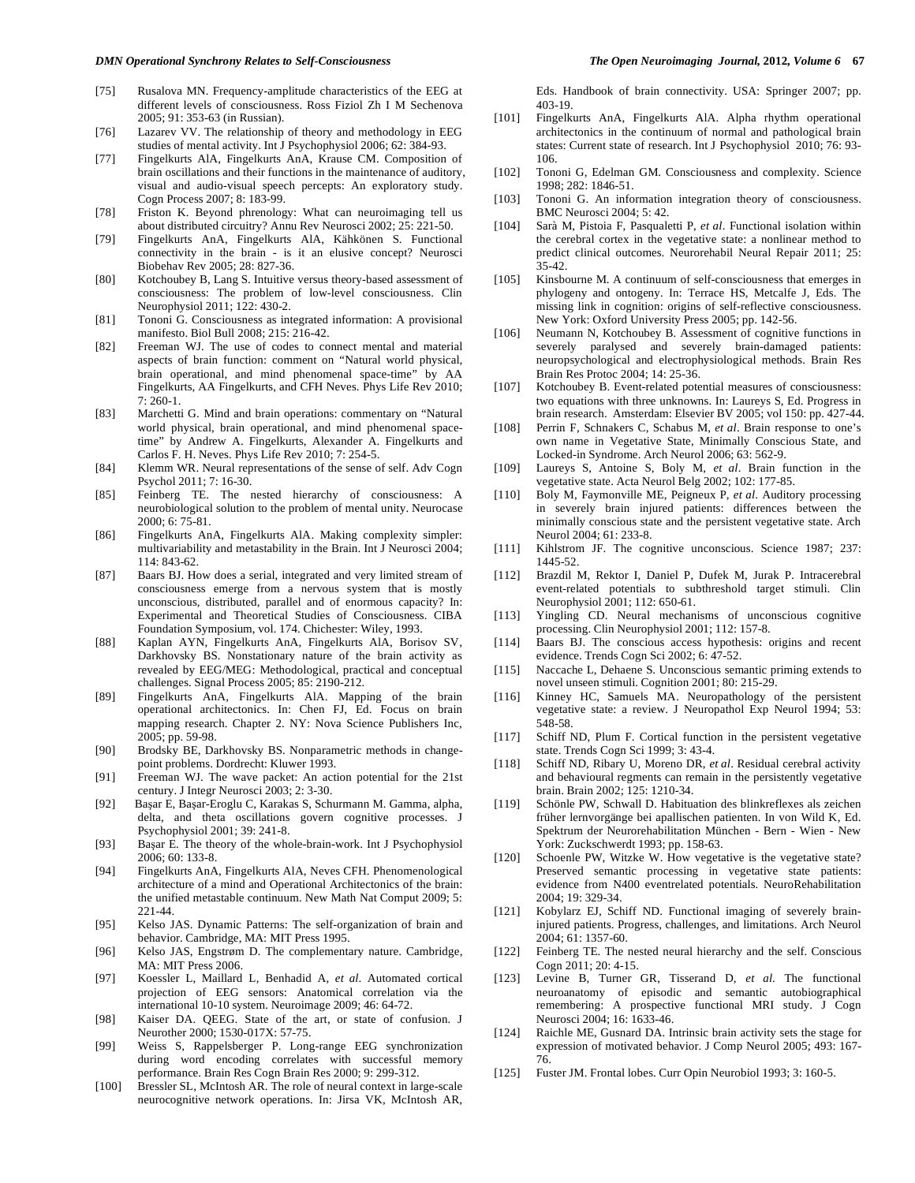[75] Rusalova MN. Frequency-amplitude characteristics of the EEG at different levels of consciousness. Ross Fiziol Zh I M Sechenova 2005; 91: 353-63 (in Russian).

[76] Lazarev VV. The relationship of theory and methodology in EEG studies of mental activity. Int J Psychophysiol 2006; 62: 384-93.

[77] Fingelkurts AlA, Fingelkurts AnA, Krause CM. Composition of brain oscillations and their functions in the maintenance of auditory, visual and audio-visual speech percepts: An exploratory study. Cogn Process 2007; 8: 183-99.

[78] Friston K. Beyond phrenology: What can neuroimaging tell us about distributed circuitry? Annu Rev Neurosci 2002; 25: 221-50.

[79] Fingelkurts AnA, Fingelkurts AlA, Kähkönen S. Functional connectivity in the brain - is it an elusive concept? Neurosci Biobehav Rev 2005; 28: 827-36.

[80] Kotchoubey B, Lang S. Intuitive versus theory-based assessment of consciousness: The problem of low-level consciousness. Clin Neurophysiol 2011; 122: 430-2.

[81] Tononi G. Consciousness as integrated information: A provisional manifesto. Biol Bull 2008; 215: 216-42.

[82] Freeman WJ. The use of codes to connect mental and material aspects of brain function: comment on "Natural world physical, brain operational, and mind phenomenal space-time" by AA Fingelkurts, AA Fingelkurts, and CFH Neves. Phys Life Rev 2010; 7: 260-1.

[83] Marchetti G. Mind and brain operations: commentary on "Natural world physical, brain operational, and mind phenomenal space-time" by Andrew A. Fingelkurts, Alexander A. Fingelkurts and Carlos F. H. Neves. Phys Life Rev 2010; 7: 254-5.

[84] Klemm WR. Neural representations of the sense of self. Adv Cogn Psychol 2011; 7: 16-30.

[85] Feinberg TE. The nested hierarchy of consciousness: A neurobiological solution to the problem of mental unity. Neurocase 2000; 6: 75-81.

[86] Fingelkurts AnA, Fingelkurts AlA. Making complexity simpler: multivariability and metastability in the Brain. Int J Neurosci 2004; 114: 843-62.

[87] Baars BJ. How does a serial, integrated and very limited stream of consciousness emerge from a nervous system that is mostly unconscious, distributed, parallel and of enormous capacity? In: Experimental and Theoretical Studies of Consciousness. CIBA Foundation Symposium, vol. 174. Chichester: Wiley, 1993.

[88] Kaplan AYN, Fingelkurts AnA, Fingelkurts AlA, Borisov SV, Darkhovsky BS. Nonstationary nature of the brain activity as revealed by EEG/MEG: Methodological, practical and conceptual challenges. Signal Process 2005; 85: 2190-212.

[89] Fingelkurts AnA, Fingelkurts AlA. Mapping of the brain operational architectonics. In: Chen FJ, Ed. Focus on brain mapping research. Chapter 2. NY: Nova Science Publishers Inc, 2005; pp. 59-98.

[90] Brodsky BE, Darkhovsky BS. Nonparametric methods in change-point problems. Dordrecht: Kluwer 1993.

[91] Freeman WJ. The wave packet: An action potential for the 21st century. J Integr Neurosci 2003; 2: 3-30.

[92] Başar E, Başar-Eroglu C, Karakas S, Schurmann M. Gamma, alpha, delta, and theta oscillations govern cognitive processes. J Psychophysiol 2001; 39: 241-8.

[93] Başar E. The theory of the whole-brain-work. Int J Psychophysiol 2006; 60: 133-8.

[94] Fingelkurts AnA, Fingelkurts AlA, Neves CFH. Phenomenological architecture of a mind and Operational Architectonics of the brain: the unified metastable continuum. New Math Nat Comput 2009; 5: 221-44.

[95] Kelso JAS. Dynamic Patterns: The self-organization of brain and behavior. Cambridge, MA: MIT Press 1995.

[96] Kelso JAS, Engstrøm D. The complementary nature. Cambridge, MA: MIT Press 2006.

[97] Koessler L, Maillard L, Benhadid A, *et al*. Automated cortical projection of EEG sensors: Anatomical correlation via the international 10-10 system. Neuroimage 2009; 46: 64-72.

[98] Kaiser DA. QEEG. State of the art, or state of confusion. J Neurother 2000; 1530-017X: 57-75.

[99] Weiss S, Rappelsberger P. Long-range EEG synchronization during word encoding correlates with successful memory performance. Brain Res Cogn Brain Res 2000; 9: 299-312.

[100] Bressler SL, McIntosh AR. The role of neural context in large-scale neurocognitive network operations. In: Jirsa VK, McIntosh AR, Eds. Handbook of brain connectivity. USA: Springer 2007; pp. 403-19.

[101] Fingelkurts AnA, Fingelkurts AlA. Alpha rhythm operational architectonics in the continuum of normal and pathological brain states: Current state of research. Int J Psychophysiol 2010; 76: 93-106.

[102] Tononi G, Edelman GM. Consciousness and complexity. Science 1998; 282: 1846-51.

[103] Tononi G. An information integration theory of consciousness. BMC Neurosci 2004; 5: 42.

[104] Sarà M, Pistoia F, Pasqualetti P, *et al*. Functional isolation within the cerebral cortex in the vegetative state: a nonlinear method to predict clinical outcomes. Neurorehabil Neural Repair 2011; 25: 35-42.

[105] Kinsbourne M. A continuum of self-consciousness that emerges in phylogeny and ontogeny. In: Terrace HS, Metcalfe J, Eds. The missing link in cognition: origins of self-reflective consciousness. New York: Oxford University Press 2005; pp. 142-56.

[106] Neumann N, Kotchoubey B. Assessment of cognitive functions in severely paralysed and severely brain-damaged patients: neuropsychological and electrophysiological methods. Brain Res Brain Res Protoc 2004; 14: 25-36.

[107] Kotchoubey B. Event-related potential measures of consciousness: two equations with three unknowns. In: Laureys S, Ed. Progress in brain research. Amsterdam: Elsevier BV 2005; vol 150: pp. 427-44.

[108] Perrin F, Schnakers C, Schabus M, *et al*. Brain response to one's own name in Vegetative State, Minimally Conscious State, and Locked-in Syndrome. Arch Neurol 2006; 63: 562-9.

[109] Laureys S, Antoine S, Boly M, *et al*. Brain function in the vegetative state. Acta Neurol Belg 2002; 102: 177-85.

[110] Boly M, Faymonville ME, Peigneux P, *et al*. Auditory processing in severely brain injured patients: differences between the minimally conscious state and the persistent vegetative state. Arch Neurol 2004; 61: 233-8.

[111] Kihlstrom JF. The cognitive unconscious. Science 1987; 237: 1445-52.

[112] Brazdil M, Rektor I, Daniel P, Dufek M, Jurak P. Intracerebral event-related potentials to subthreshold target stimuli. Clin Neurophysiol 2001; 112: 650-61.

[113] Yingling CD. Neural mechanisms of unconscious cognitive processing. Clin Neurophysiol 2001; 112: 157-8.

[114] Baars BJ. The conscious access hypothesis: origins and recent evidence. Trends Cogn Sci 2002; 6: 47-52.

[115] Naccache L, Dehaene S. Unconscious semantic priming extends to novel unseen stimuli. Cognition 2001; 80: 215-29.

[116] Kinney HC, Samuels MA. Neuropathology of the persistent vegetative state: a review. J Neuropathol Exp Neurol 1994; 53: 548-58.

[117] Schiff ND, Plum F. Cortical function in the persistent vegetative state. Trends Cogn Sci 1999; 3: 43-4.

[118] Schiff ND, Ribary U, Moreno DR, *et al*. Residual cerebral activity and behavioural regments can remain in the persistently vegetative brain. Brain 2002; 125: 1210-34.

[119] Schönle PW, Schwall D. Habituation des blinkreflexes als zeichen früher lernvorgänge bei apallischen patienten. In von Wild K, Ed. Spektrum der Neurorehabilitation München - Bern - Wien - New York: Zuckschwerdt 1993; pp. 158-63.

[120] Schoenle PW, Witzke W. How vegetative is the vegetative state? Preserved semantic processing in vegetative state patients: evidence from N400 eventrelated potentials. NeuroRehabilitation 2004; 19: 329-34.

[121] Kobylarz EJ, Schiff ND. Functional imaging of severely brain-injured patients. Progress, challenges, and limitations. Arch Neurol 2004; 61: 1357-60.

[122] Feinberg TE. The nested neural hierarchy and the self. Conscious Cogn 2011; 20: 4-15.

[123] Levine B, Turner GR, Tisserand D, *et al*. The functional neuroanatomy of episodic and semantic autobiographical remembering: A prospective functional MRI study. J Cogn Neurosci 2004; 16: 1633-46.

[124] Raichle ME, Gusnard DA. Intrinsic brain activity sets the stage for expression of motivated behavior. J Comp Neurol 2005; 493: 167-76.

[125] Fuster JM. Frontal lobes. Curr Opin Neurobiol 1993; 3: 160-5.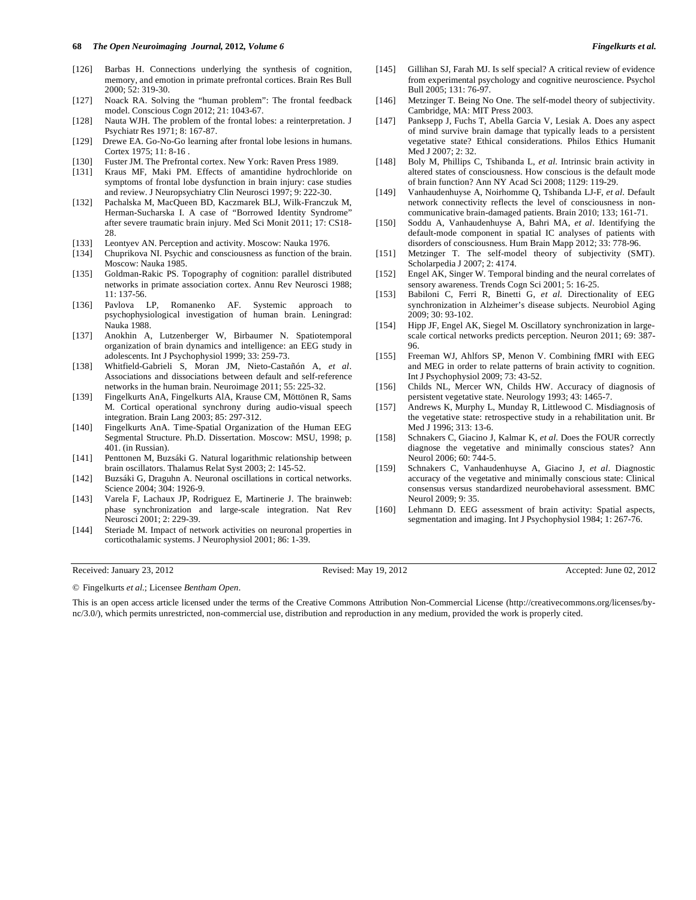[126] Barbas H. Connections underlying the synthesis of cognition, memory, and emotion in primate prefrontal cortices. Brain Res Bull 2000; 52: 319-30.

[127] Noack RA. Solving the "human problem": The frontal feedback model. Conscious Cogn 2012; 21: 1043-67.

[128] Nauta WJH. The problem of the frontal lobes: a reinterpretation. J Psychiatr Res 1971; 8: 167-87.

[129] Drewe EA. Go-No-Go learning after frontal lobe lesions in humans. Cortex 1975; 11: 8-16 .

[130] Fuster JM. The Prefrontal cortex. New York: Raven Press 1989.

[131] Kraus MF, Maki PM. Effects of amantidine hydrochloride on symptoms of frontal lobe dysfunction in brain injury: case studies and review. J Neuropsychiatry Clin Neurosci 1997; 9: 222-30.

[132] Pachalska M, MacQueen BD, Kaczmarek BLJ, Wilk-Franczuk M, Herman-Sucharska I. A case of "Borrowed Identity Syndrome" after severe traumatic brain injury. Med Sci Monit 2011; 17: CS18-28.

[133] Leontyev AN. Perception and activity. Moscow: Nauka 1976.

[134] Chuprikova NI. Psychic and consciousness as function of the brain. Moscow: Nauka 1985.

[135] Goldman-Rakic PS. Topography of cognition: parallel distributed networks in primate association cortex. Annu Rev Neurosci 1988; 11: 137-56.

[136] Pavlova LP, Romanenko AF. Systemic approach to psychophysiological investigation of human brain. Leningrad: Nauka 1988.

[137] Anokhin A, Lutzenberger W, Birbaumer N. Spatiotemporal organization of brain dynamics and intelligence: an EEG study in adolescents. Int J Psychophysiol 1999; 33: 259-73.

[138] Whitfield-Gabrieli S, Moran JM, Nieto-Castañón A, *et al*. Associations and dissociations between default and self-reference networks in the human brain. Neuroimage 2011; 55: 225-32.

[139] Fingelkurts AnA, Fingelkurts AlA, Krause CM, Möttönen R, Sams M. Cortical operational synchrony during audio-visual speech integration. Brain Lang 2003; 85: 297-312.

[140] Fingelkurts AnA. Time-Spatial Organization of the Human EEG Segmental Structure. Ph.D. Dissertation. Moscow: MSU, 1998; p. 401. (in Russian).

[141] Penttonen M, Buzsáki G. Natural logarithmic relationship between brain oscillators. Thalamus Relat Syst 2003; 2: 145-52.

[142] Buzsáki G, Draguhn A. Neuronal oscillations in cortical networks. Science 2004; 304: 1926-9.

[143] Varela F, Lachaux JP, Rodriguez E, Martinerie J. The brainweb: phase synchronization and large-scale integration. Nat Rev Neurosci 2001; 2: 229-39.

[144] Steriade M. Impact of network activities on neuronal properties in corticothalamic systems. J Neurophysiol 2001; 86: 1-39.

[145] Gillihan SJ, Farah MJ. Is self special? A critical review of evidence from experimental psychology and cognitive neuroscience. Psychol Bull 2005; 131: 76-97.

[146] Metzinger T. Being No One. The self-model theory of subjectivity. Cambridge, MA: MIT Press 2003.

[147] Panksepp J, Fuchs T, Abella Garcia V, Lesiak A. Does any aspect of mind survive brain damage that typically leads to a persistent vegetative state? Ethical considerations. Philos Ethics Humanit Med J 2007; 2: 32.

[148] Boly M, Phillips C, Tshibanda L, *et al.* Intrinsic brain activity in altered states of consciousness. How conscious is the default mode of brain function? Ann NY Acad Sci 2008; 1129: 119-29.

[149] Vanhaudenhuyse A, Noirhomme Q, Tshibanda LJ-F, *et al*. Default network connectivity reflects the level of consciousness in non-communicative brain-damaged patients. Brain 2010; 133; 161-71.

[150] Soddu A, Vanhaudenhuyse A, Bahri MA, *et al*. Identifying the default-mode component in spatial IC analyses of patients with disorders of consciousness. Hum Brain Mapp 2012; 33: 778-96.

[151] Metzinger T. The self-model theory of subjectivity (SMT). Scholarpedia J 2007; 2: 4174.

[152] Engel AK, Singer W. Temporal binding and the neural correlates of sensory awareness. Trends Cogn Sci 2001; 5: 16-25.

[153] Babiloni C, Ferri R, Binetti G, *et al.* Directionality of EEG synchronization in Alzheimer's disease subjects. Neurobiol Aging 2009; 30: 93-102.

[154] Hipp JF, Engel AK, Siegel M. Oscillatory synchronization in large-scale cortical networks predicts perception. Neuron 2011; 69: 387-96.

[155] Freeman WJ, Ahlfors SP, Menon V. Combining fMRI with EEG and MEG in order to relate patterns of brain activity to cognition. Int J Psychophysiol 2009; 73: 43-52.

[156] Childs NL, Mercer WN, Childs HW. Accuracy of diagnosis of persistent vegetative state. Neurology 1993; 43: 1465-7.

[157] Andrews K, Murphy L, Munday R, Littlewood C. Misdiagnosis of the vegetative state: retrospective study in a rehabilitation unit. Br Med J 1996; 313: 13-6.

[158] Schnakers C, Giacino J, Kalmar K, *et al.* Does the FOUR correctly diagnose the vegetative and minimally conscious states? Ann Neurol 2006; 60: 744-5.

[159] Schnakers C, Vanhaudenhuyse A, Giacino J, *et al*. Diagnostic accuracy of the vegetative and minimally conscious state: Clinical consensus versus standardized neurobehavioral assessment. BMC Neurol 2009; 9: 35.

[160] Lehmann D. EEG assessment of brain activity: Spatial aspects, segmentation and imaging. Int J Psychophysiol 1984; 1: 267-76.

Received: January 23, 2012 Revised: May 19, 2012 Accepted: June 02, 2012

© Fingelkurts *et al*.; Licensee *Bentham Open*.

This is an open access article licensed under the terms of the Creative Commons Attribution Non-Commercial License (http://creativecommons.org/licenses/by-nc/3.0/), which permits unrestricted, non-commercial use, distribution and reproduction in any medium, provided the work is properly cited.